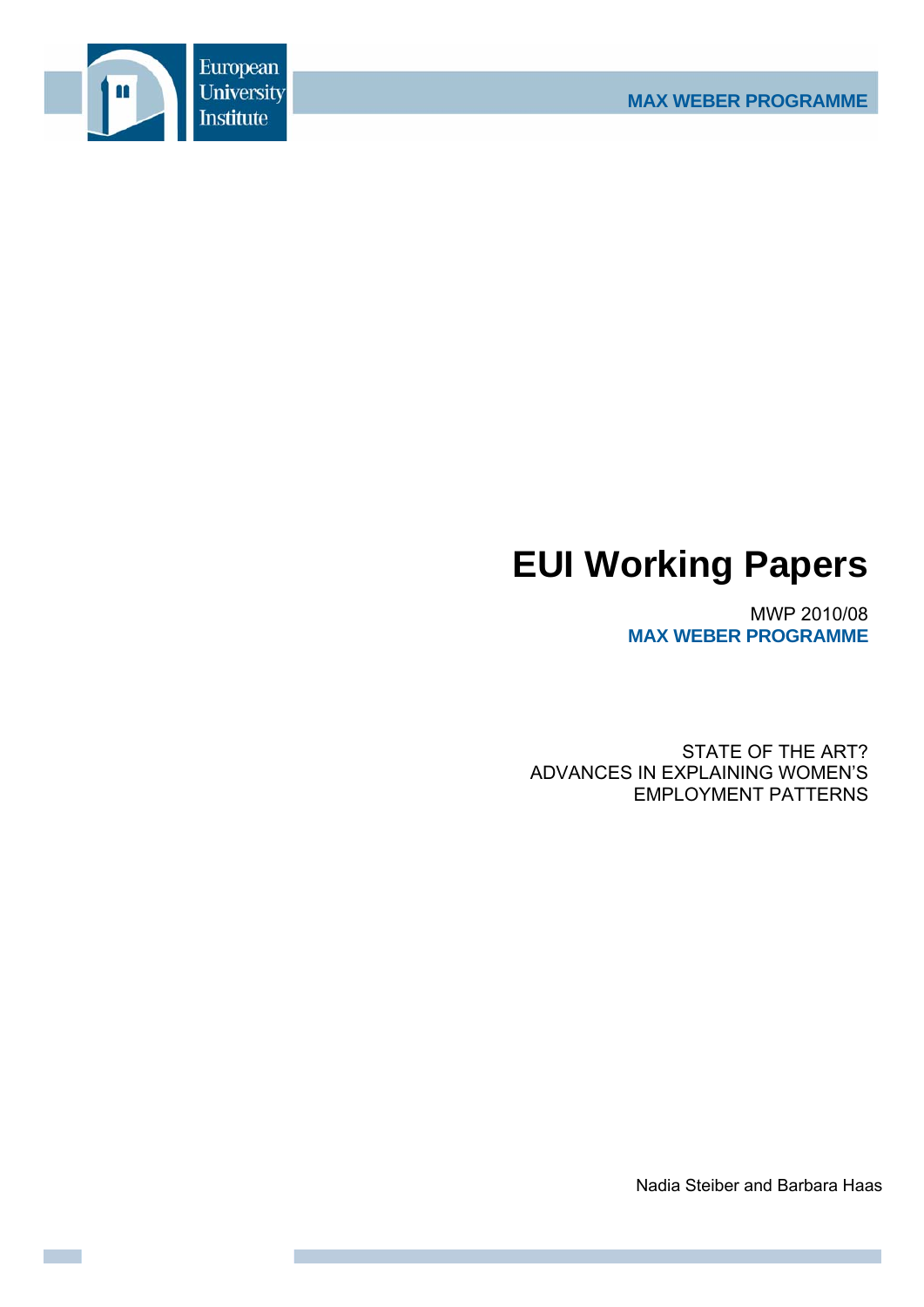European University Institute

MAX WEBER PROGRAMME

# EUI Working Papers

MWP 2010/08
**MAX WEBER PROGRAMME**

STATE OF THE ART?
ADVANCES IN EXPLAINING WOMEN'S
EMPLOYMENT PATTERNS

Nadia Steiber and Barbara Haas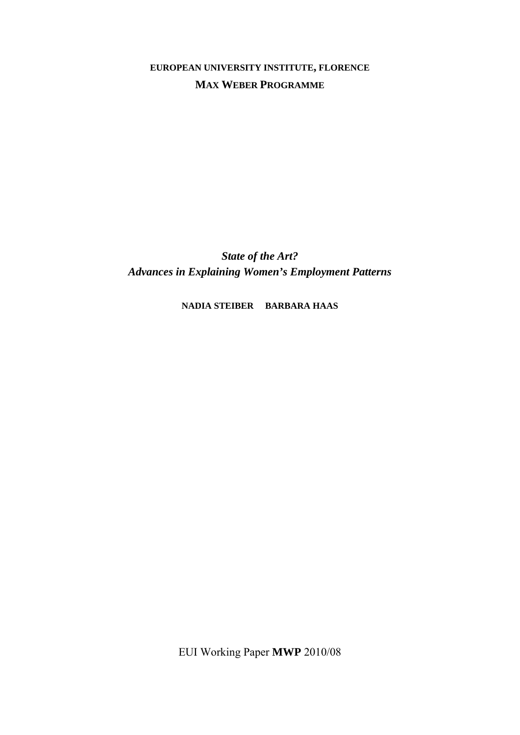**EUROPEAN UNIVERSITY INSTITUTE, FLORENCE**

**MAX WEBER PROGRAMME**

# *State of the Art?*
# *Advances in Explaining Women's Employment Patterns*

**NADIA STEIBER BARBARA HAAS**

EUI Working Paper **MWP** 2010/08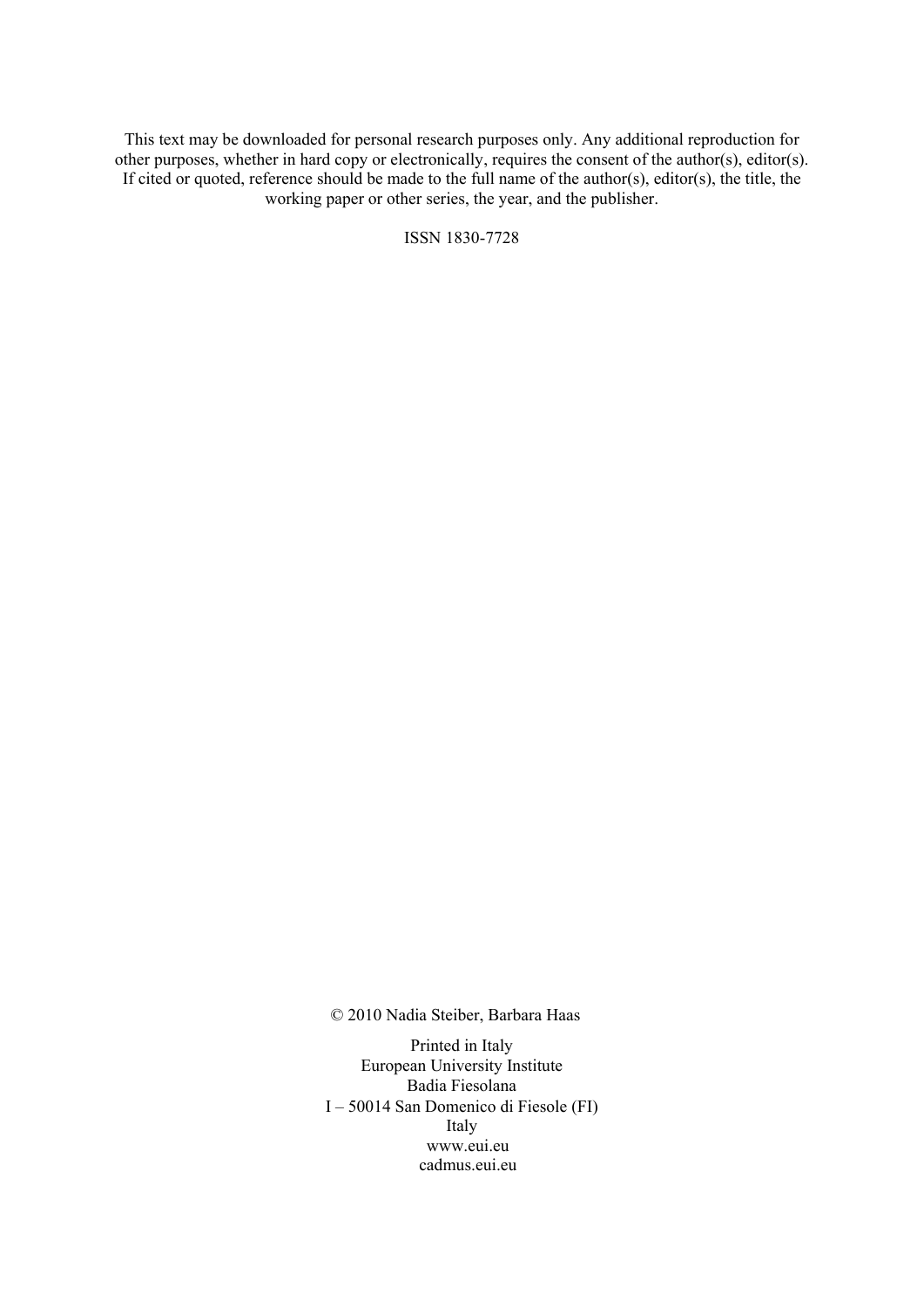This text may be downloaded for personal research purposes only. Any additional reproduction for other purposes, whether in hard copy or electronically, requires the consent of the author(s), editor(s). If cited or quoted, reference should be made to the full name of the author(s), editor(s), the title, the working paper or other series, the year, and the publisher.

ISSN 1830-7728

© 2010 Nadia Steiber, Barbara Haas

Printed in Italy
European University Institute
Badia Fiesolana
I – 50014 San Domenico di Fiesole (FI)
Italy
www.eui.eu
cadmus.eui.eu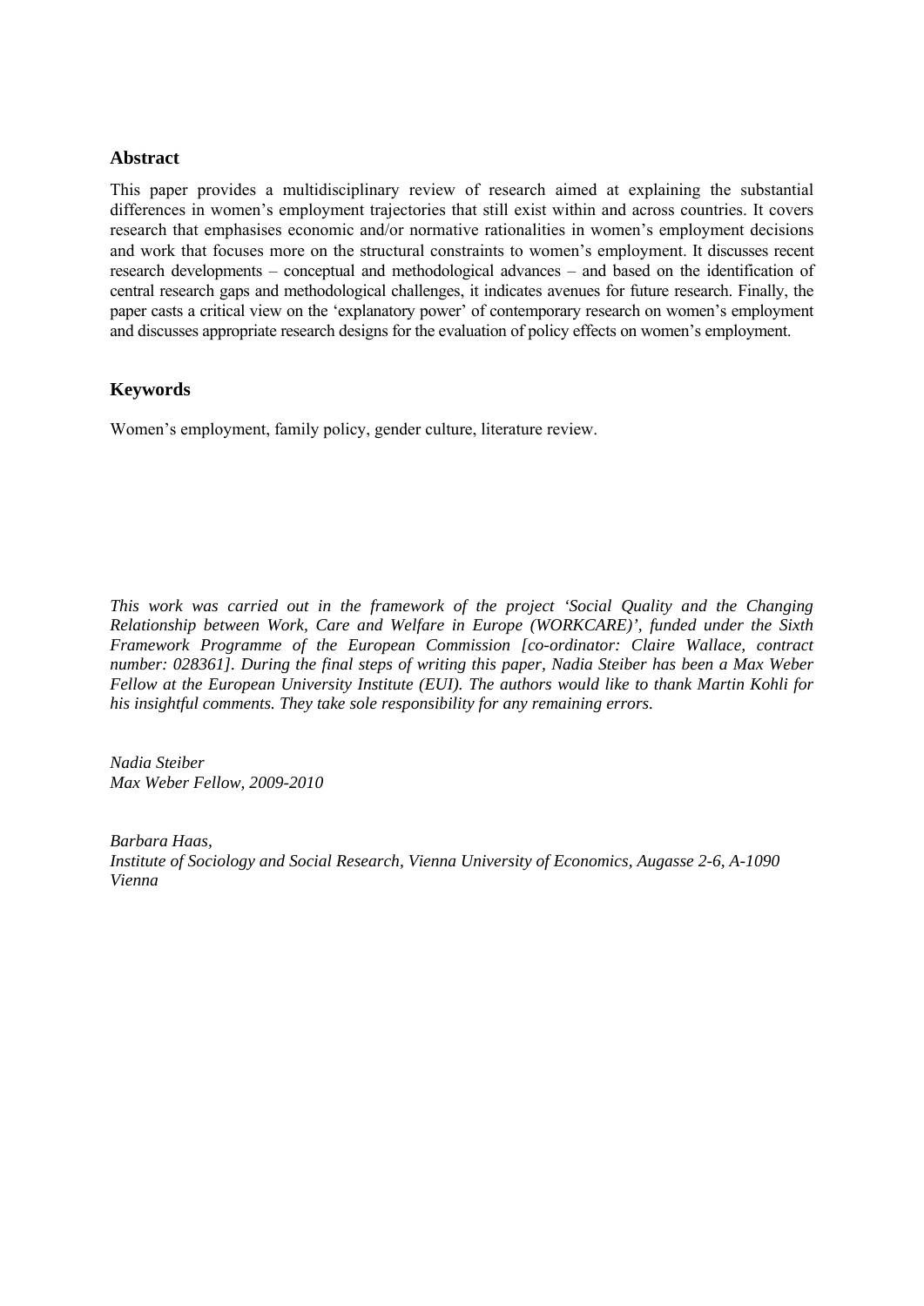## Abstract

This paper provides a multidisciplinary review of research aimed at explaining the substantial differences in women's employment trajectories that still exist within and across countries. It covers research that emphasises economic and/or normative rationalities in women's employment decisions and work that focuses more on the structural constraints to women's employment. It discusses recent research developments – conceptual and methodological advances – and based on the identification of central research gaps and methodological challenges, it indicates avenues for future research. Finally, the paper casts a critical view on the 'explanatory power' of contemporary research on women's employment and discusses appropriate research designs for the evaluation of policy effects on women's employment.

## Keywords

Women's employment, family policy, gender culture, literature review.

*This work was carried out in the framework of the project 'Social Quality and the Changing Relationship between Work, Care and Welfare in Europe (WORKCARE)', funded under the Sixth Framework Programme of the European Commission [co-ordinator: Claire Wallace, contract number: 028361]. During the final steps of writing this paper, Nadia Steiber has been a Max Weber Fellow at the European University Institute (EUI). The authors would like to thank Martin Kohli for his insightful comments. They take sole responsibility for any remaining errors.*

*Nadia Steiber*
*Max Weber Fellow, 2009-2010*

*Barbara Haas,*
*Institute of Sociology and Social Research, Vienna University of Economics, Augasse 2-6, A-1090 Vienna*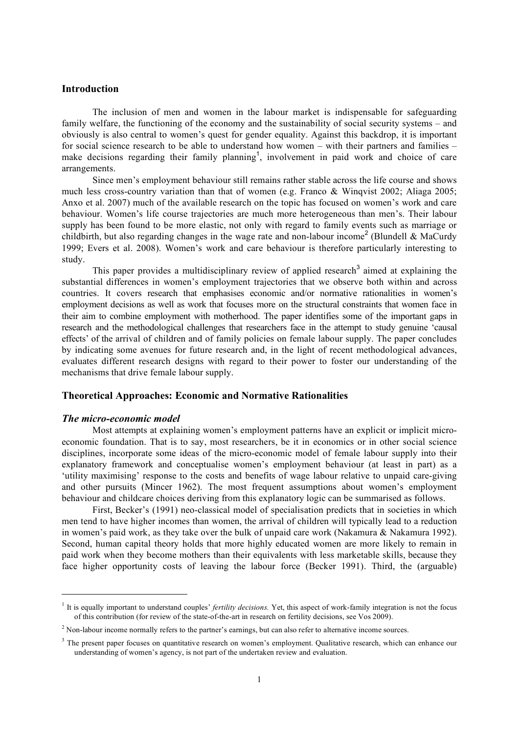## Introduction

The inclusion of men and women in the labour market is indispensable for safeguarding family welfare, the functioning of the economy and the sustainability of social security systems – and obviously is also central to women's quest for gender equality. Against this backdrop, it is important for social science research to be able to understand how women – with their partners and families – make decisions regarding their family planning[1], involvement in paid work and choice of care arrangements.

Since men's employment behaviour still remains rather stable across the life course and shows much less cross-country variation than that of women (e.g. Franco & Winqvist 2002; Aliaga 2005; Anxo et al. 2007) much of the available research on the topic has focused on women's work and care behaviour. Women's life course trajectories are much more heterogeneous than men's. Their labour supply has been found to be more elastic, not only with regard to family events such as marriage or childbirth, but also regarding changes in the wage rate and non-labour income[2] (Blundell & MaCurdy 1999; Evers et al. 2008). Women's work and care behaviour is therefore particularly interesting to study.

This paper provides a multidisciplinary review of applied research[3] aimed at explaining the substantial differences in women's employment trajectories that we observe both within and across countries. It covers research that emphasises economic and/or normative rationalities in women's employment decisions as well as work that focuses more on the structural constraints that women face in their aim to combine employment with motherhood. The paper identifies some of the important gaps in research and the methodological challenges that researchers face in the attempt to study genuine 'causal effects' of the arrival of children and of family policies on female labour supply. The paper concludes by indicating some avenues for future research and, in the light of recent methodological advances, evaluates different research designs with regard to their power to foster our understanding of the mechanisms that drive female labour supply.

## Theoretical Approaches: Economic and Normative Rationalities

### *The micro-economic model*

Most attempts at explaining women's employment patterns have an explicit or implicit micro-economic foundation. That is to say, most researchers, be it in economics or in other social science disciplines, incorporate some ideas of the micro-economic model of female labour supply into their explanatory framework and conceptualise women's employment behaviour (at least in part) as a 'utility maximising' response to the costs and benefits of wage labour relative to unpaid care-giving and other pursuits (Mincer 1962). The most frequent assumptions about women's employment behaviour and childcare choices deriving from this explanatory logic can be summarised as follows.

First, Becker's (1991) neo-classical model of specialisation predicts that in societies in which men tend to have higher incomes than women, the arrival of children will typically lead to a reduction in women's paid work, as they take over the bulk of unpaid care work (Nakamura & Nakamura 1992). Second, human capital theory holds that more highly educated women are more likely to remain in paid work when they become mothers than their equivalents with less marketable skills, because they face higher opportunity costs of leaving the labour force (Becker 1991). Third, the (arguable)

---

[1] It is equally important to understand couples' *fertility decisions.* Yet, this aspect of work-family integration is not the focus of this contribution (for review of the state-of-the-art in research on fertility decisions, see Vos 2009).

[2] Non-labour income normally refers to the partner's earnings, but can also refer to alternative income sources.

[3] The present paper focuses on quantitative research on women's employment. Qualitative research, which can enhance our understanding of women's agency, is not part of the undertaken review and evaluation.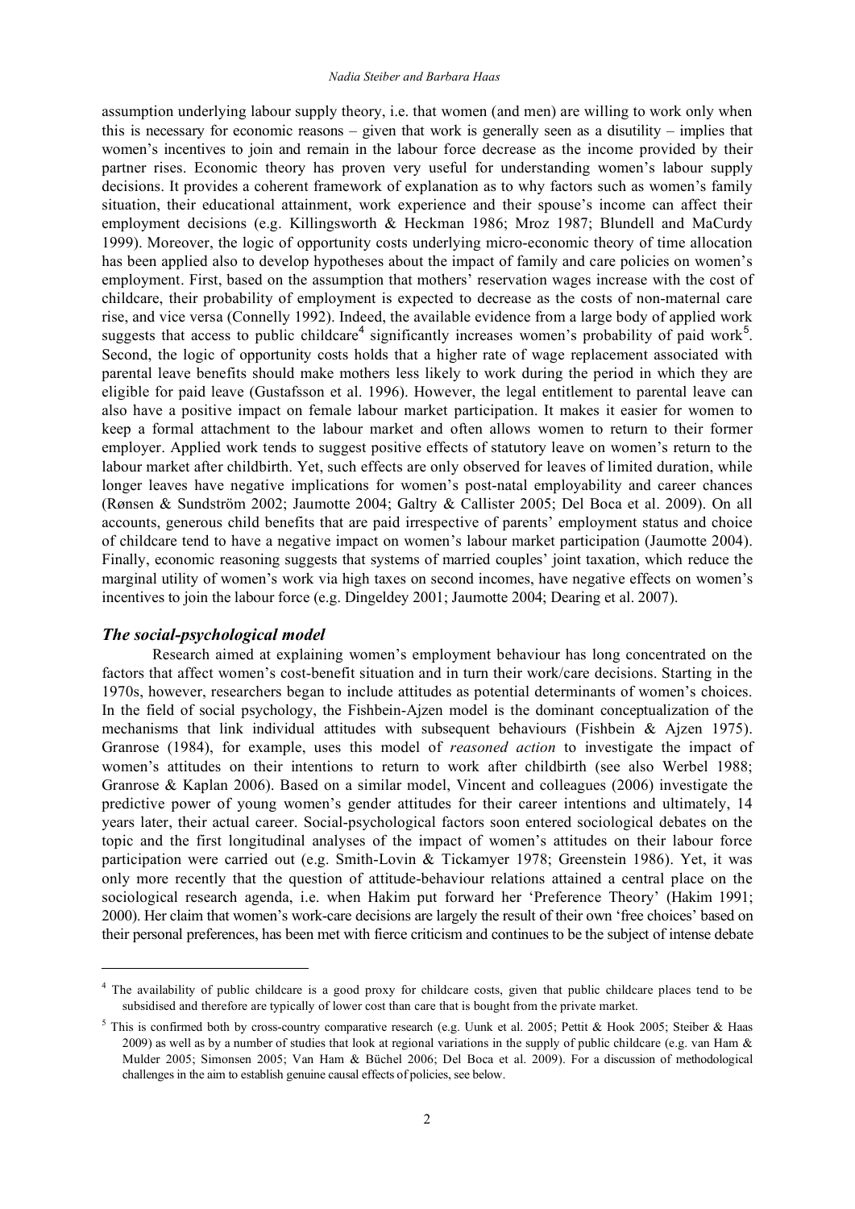assumption underlying labour supply theory, i.e. that women (and men) are willing to work only when this is necessary for economic reasons – given that work is generally seen as a disutility – implies that women's incentives to join and remain in the labour force decrease as the income provided by their partner rises. Economic theory has proven very useful for understanding women's labour supply decisions. It provides a coherent framework of explanation as to why factors such as women's family situation, their educational attainment, work experience and their spouse's income can affect their employment decisions (e.g. Killingsworth & Heckman 1986; Mroz 1987; Blundell and MaCurdy 1999). Moreover, the logic of opportunity costs underlying micro-economic theory of time allocation has been applied also to develop hypotheses about the impact of family and care policies on women's employment. First, based on the assumption that mothers' reservation wages increase with the cost of childcare, their probability of employment is expected to decrease as the costs of non-maternal care rise, and vice versa (Connelly 1992). Indeed, the available evidence from a large body of applied work suggests that access to public childcare[4] significantly increases women's probability of paid work[5]. Second, the logic of opportunity costs holds that a higher rate of wage replacement associated with parental leave benefits should make mothers less likely to work during the period in which they are eligible for paid leave (Gustafsson et al. 1996). However, the legal entitlement to parental leave can also have a positive impact on female labour market participation. It makes it easier for women to keep a formal attachment to the labour market and often allows women to return to their former employer. Applied work tends to suggest positive effects of statutory leave on women's return to the labour market after childbirth. Yet, such effects are only observed for leaves of limited duration, while longer leaves have negative implications for women's post-natal employability and career chances (Rønsen & Sundström 2002; Jaumotte 2004; Galtry & Callister 2005; Del Boca et al. 2009). On all accounts, generous child benefits that are paid irrespective of parents' employment status and choice of childcare tend to have a negative impact on women's labour market participation (Jaumotte 2004). Finally, economic reasoning suggests that systems of married couples' joint taxation, which reduce the marginal utility of women's work via high taxes on second incomes, have negative effects on women's incentives to join the labour force (e.g. Dingeldey 2001; Jaumotte 2004; Dearing et al. 2007).

### *The social-psychological model*

Research aimed at explaining women's employment behaviour has long concentrated on the factors that affect women's cost-benefit situation and in turn their work/care decisions. Starting in the 1970s, however, researchers began to include attitudes as potential determinants of women's choices. In the field of social psychology, the Fishbein-Ajzen model is the dominant conceptualization of the mechanisms that link individual attitudes with subsequent behaviours (Fishbein & Ajzen 1975). Granrose (1984), for example, uses this model of *reasoned action* to investigate the impact of women's attitudes on their intentions to return to work after childbirth (see also Werbel 1988; Granrose & Kaplan 2006). Based on a similar model, Vincent and colleagues (2006) investigate the predictive power of young women's gender attitudes for their career intentions and ultimately, 14 years later, their actual career. Social-psychological factors soon entered sociological debates on the topic and the first longitudinal analyses of the impact of women's attitudes on their labour force participation were carried out (e.g. Smith-Lovin & Tickamyer 1978; Greenstein 1986). Yet, it was only more recently that the question of attitude-behaviour relations attained a central place on the sociological research agenda, i.e. when Hakim put forward her 'Preference Theory' (Hakim 1991; 2000). Her claim that women's work-care decisions are largely the result of their own 'free choices' based on their personal preferences, has been met with fierce criticism and continues to be the subject of intense debate

---

[4] The availability of public childcare is a good proxy for childcare costs, given that public childcare places tend to be subsidised and therefore are typically of lower cost than care that is bought from the private market.

[5] This is confirmed both by cross-country comparative research (e.g. Uunk et al. 2005; Pettit & Hook 2005; Steiber & Haas 2009) as well as by a number of studies that look at regional variations in the supply of public childcare (e.g. van Ham & Mulder 2005; Simonsen 2005; Van Ham & Büchel 2006; Del Boca et al. 2009). For a discussion of methodological challenges in the aim to establish genuine causal effects of policies, see below.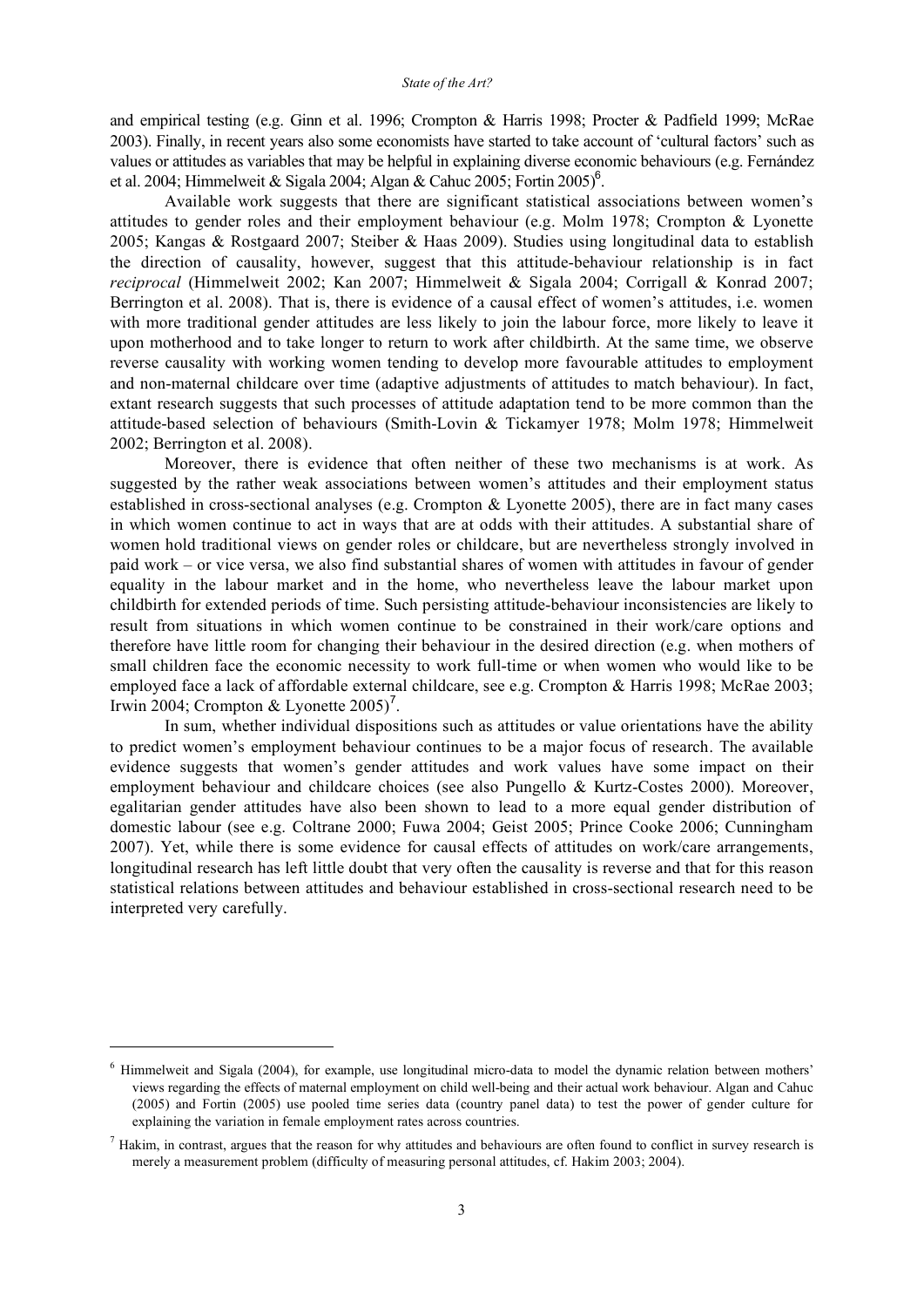and empirical testing (e.g. Ginn et al. 1996; Crompton & Harris 1998; Procter & Padfield 1999; McRae 2003). Finally, in recent years also some economists have started to take account of 'cultural factors' such as values or attitudes as variables that may be helpful in explaining diverse economic behaviours (e.g. Fernández et al. 2004; Himmelweit & Sigala 2004; Algan & Cahuc 2005; Fortin 2005)[6].

Available work suggests that there are significant statistical associations between women's attitudes to gender roles and their employment behaviour (e.g. Molm 1978; Crompton & Lyonette 2005; Kangas & Rostgaard 2007; Steiber & Haas 2009). Studies using longitudinal data to establish the direction of causality, however, suggest that this attitude-behaviour relationship is in fact *reciprocal* (Himmelweit 2002; Kan 2007; Himmelweit & Sigala 2004; Corrigall & Konrad 2007; Berrington et al. 2008). That is, there is evidence of a causal effect of women's attitudes, i.e. women with more traditional gender attitudes are less likely to join the labour force, more likely to leave it upon motherhood and to take longer to return to work after childbirth. At the same time, we observe reverse causality with working women tending to develop more favourable attitudes to employment and non-maternal childcare over time (adaptive adjustments of attitudes to match behaviour). In fact, extant research suggests that such processes of attitude adaptation tend to be more common than the attitude-based selection of behaviours (Smith-Lovin & Tickamyer 1978; Molm 1978; Himmelweit 2002; Berrington et al. 2008).

Moreover, there is evidence that often neither of these two mechanisms is at work. As suggested by the rather weak associations between women's attitudes and their employment status established in cross-sectional analyses (e.g. Crompton & Lyonette 2005), there are in fact many cases in which women continue to act in ways that are at odds with their attitudes. A substantial share of women hold traditional views on gender roles or childcare, but are nevertheless strongly involved in paid work – or vice versa, we also find substantial shares of women with attitudes in favour of gender equality in the labour market and in the home, who nevertheless leave the labour market upon childbirth for extended periods of time. Such persisting attitude-behaviour inconsistencies are likely to result from situations in which women continue to be constrained in their work/care options and therefore have little room for changing their behaviour in the desired direction (e.g. when mothers of small children face the economic necessity to work full-time or when women who would like to be employed face a lack of affordable external childcare, see e.g. Crompton & Harris 1998; McRae 2003; Irwin 2004; Crompton & Lyonette 2005)[7].

In sum, whether individual dispositions such as attitudes or value orientations have the ability to predict women's employment behaviour continues to be a major focus of research. The available evidence suggests that women's gender attitudes and work values have some impact on their employment behaviour and childcare choices (see also Pungello & Kurtz-Costes 2000). Moreover, egalitarian gender attitudes have also been shown to lead to a more equal gender distribution of domestic labour (see e.g. Coltrane 2000; Fuwa 2004; Geist 2005; Prince Cooke 2006; Cunningham 2007). Yet, while there is some evidence for causal effects of attitudes on work/care arrangements, longitudinal research has left little doubt that very often the causality is reverse and that for this reason statistical relations between attitudes and behaviour established in cross-sectional research need to be interpreted very carefully.

---

[6] Himmelweit and Sigala (2004), for example, use longitudinal micro-data to model the dynamic relation between mothers' views regarding the effects of maternal employment on child well-being and their actual work behaviour. Algan and Cahuc (2005) and Fortin (2005) use pooled time series data (country panel data) to test the power of gender culture for explaining the variation in female employment rates across countries.

[7] Hakim, in contrast, argues that the reason for why attitudes and behaviours are often found to conflict in survey research is merely a measurement problem (difficulty of measuring personal attitudes, cf. Hakim 2003; 2004).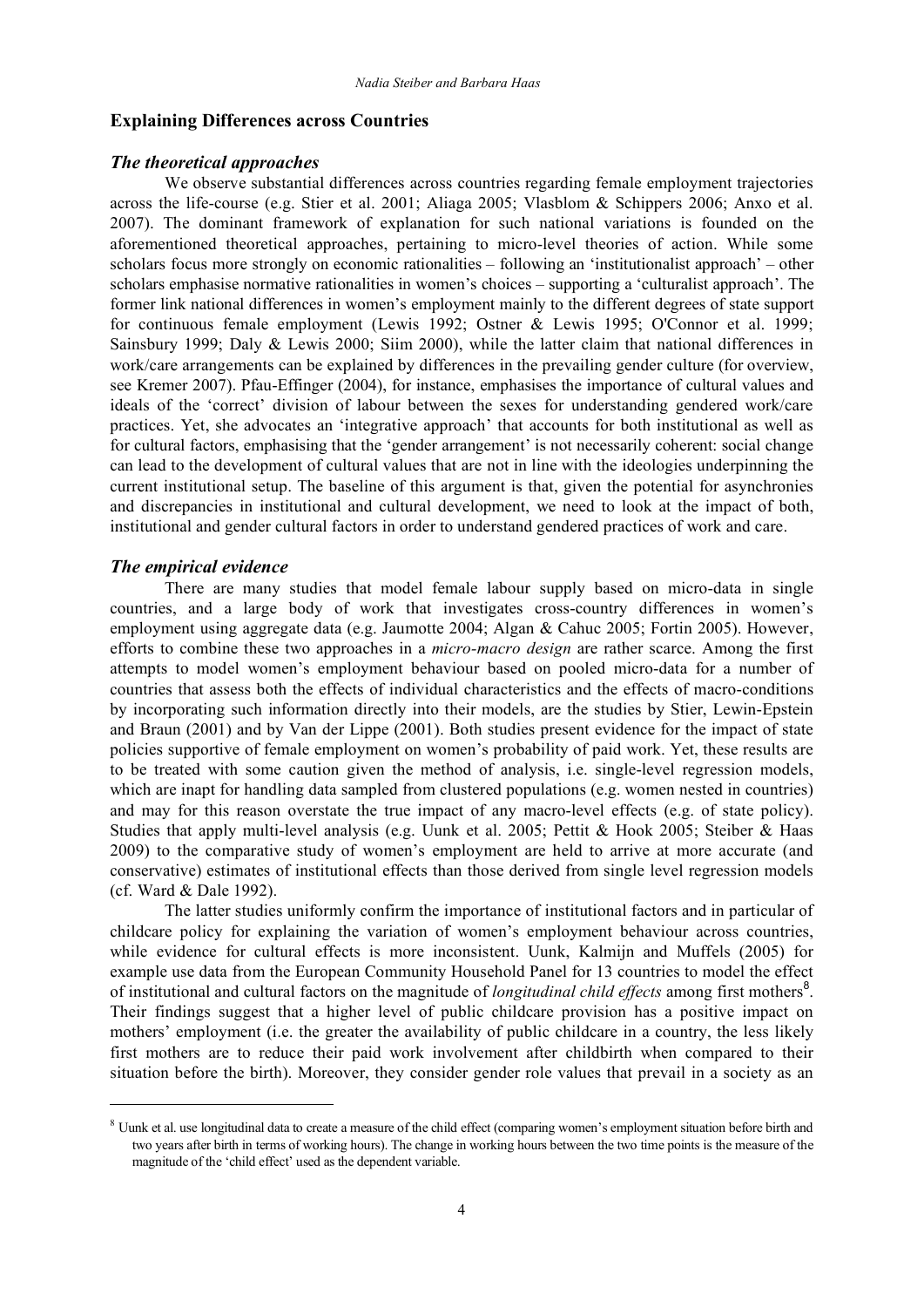## Explaining Differences across Countries

### *The theoretical approaches*

We observe substantial differences across countries regarding female employment trajectories across the life-course (e.g. Stier et al. 2001; Aliaga 2005; Vlasblom & Schippers 2006; Anxo et al. 2007). The dominant framework of explanation for such national variations is founded on the aforementioned theoretical approaches, pertaining to micro-level theories of action. While some scholars focus more strongly on economic rationalities – following an 'institutionalist approach' – other scholars emphasise normative rationalities in women's choices – supporting a 'culturalist approach'. The former link national differences in women's employment mainly to the different degrees of state support for continuous female employment (Lewis 1992; Ostner & Lewis 1995; O'Connor et al. 1999; Sainsbury 1999; Daly & Lewis 2000; Siim 2000), while the latter claim that national differences in work/care arrangements can be explained by differences in the prevailing gender culture (for overview, see Kremer 2007). Pfau-Effinger (2004), for instance, emphasises the importance of cultural values and ideals of the 'correct' division of labour between the sexes for understanding gendered work/care practices. Yet, she advocates an 'integrative approach' that accounts for both institutional as well as for cultural factors, emphasising that the 'gender arrangement' is not necessarily coherent: social change can lead to the development of cultural values that are not in line with the ideologies underpinning the current institutional setup. The baseline of this argument is that, given the potential for asynchronies and discrepancies in institutional and cultural development, we need to look at the impact of both, institutional and gender cultural factors in order to understand gendered practices of work and care.

### *The empirical evidence*

There are many studies that model female labour supply based on micro-data in single countries, and a large body of work that investigates cross-country differences in women's employment using aggregate data (e.g. Jaumotte 2004; Algan & Cahuc 2005; Fortin 2005). However, efforts to combine these two approaches in a *micro-macro design* are rather scarce. Among the first attempts to model women's employment behaviour based on pooled micro-data for a number of countries that assess both the effects of individual characteristics and the effects of macro-conditions by incorporating such information directly into their models, are the studies by Stier, Lewin-Epstein and Braun (2001) and by Van der Lippe (2001). Both studies present evidence for the impact of state policies supportive of female employment on women's probability of paid work. Yet, these results are to be treated with some caution given the method of analysis, i.e. single-level regression models, which are inapt for handling data sampled from clustered populations (e.g. women nested in countries) and may for this reason overstate the true impact of any macro-level effects (e.g. of state policy). Studies that apply multi-level analysis (e.g. Uunk et al. 2005; Pettit & Hook 2005; Steiber & Haas 2009) to the comparative study of women's employment are held to arrive at more accurate (and conservative) estimates of institutional effects than those derived from single level regression models (cf. Ward & Dale 1992).

The latter studies uniformly confirm the importance of institutional factors and in particular of childcare policy for explaining the variation of women's employment behaviour across countries, while evidence for cultural effects is more inconsistent. Uunk, Kalmijn and Muffels (2005) for example use data from the European Community Household Panel for 13 countries to model the effect of institutional and cultural factors on the magnitude of *longitudinal child effects* among first mothers[8]. Their findings suggest that a higher level of public childcare provision has a positive impact on mothers' employment (i.e. the greater the availability of public childcare in a country, the less likely first mothers are to reduce their paid work involvement after childbirth when compared to their situation before the birth). Moreover, they consider gender role values that prevail in a society as an

[8] Uunk et al. use longitudinal data to create a measure of the child effect (comparing women's employment situation before birth and two years after birth in terms of working hours). The change in working hours between the two time points is the measure of the magnitude of the 'child effect' used as the dependent variable.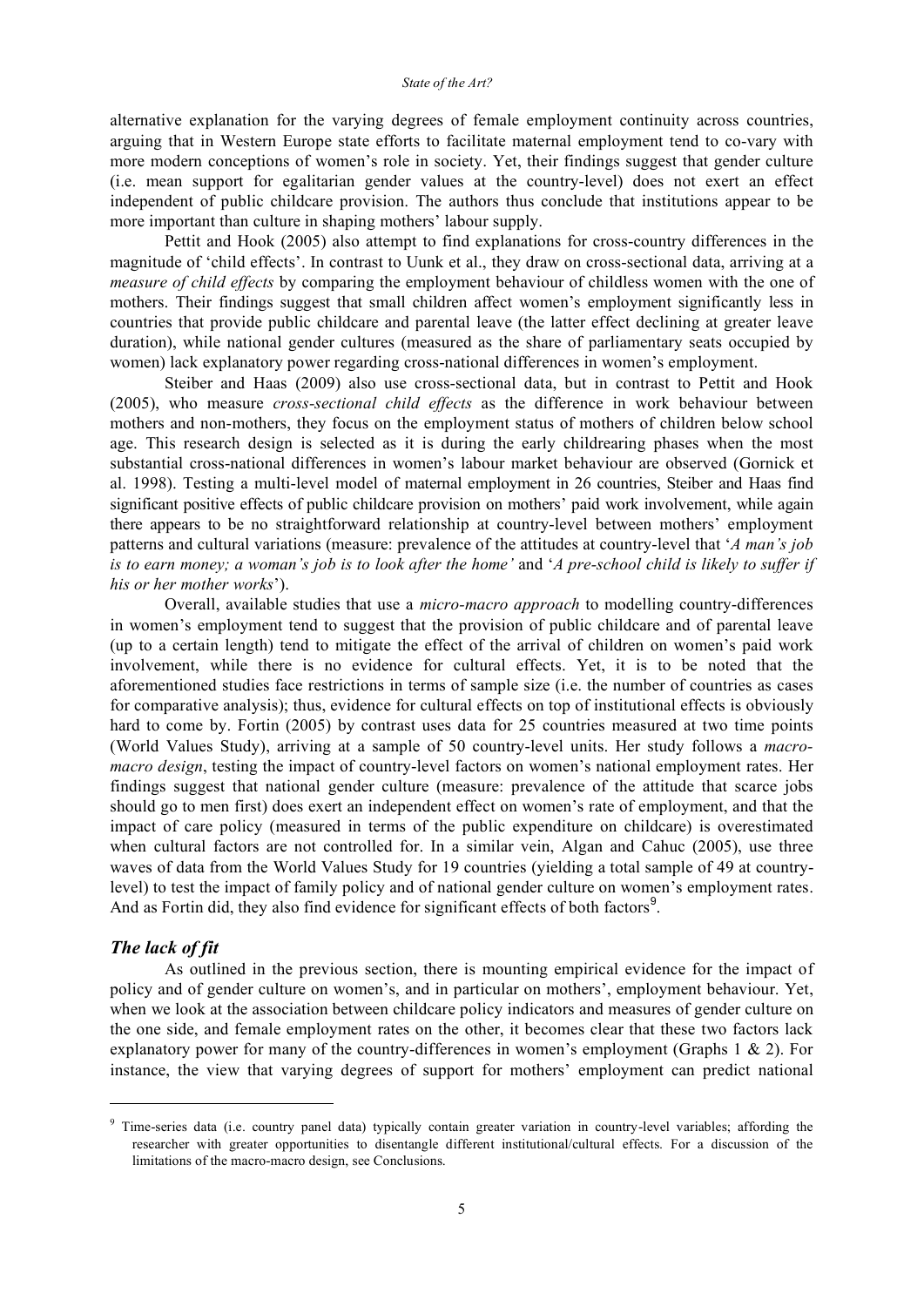alternative explanation for the varying degrees of female employment continuity across countries, arguing that in Western Europe state efforts to facilitate maternal employment tend to co-vary with more modern conceptions of women's role in society. Yet, their findings suggest that gender culture (i.e. mean support for egalitarian gender values at the country-level) does not exert an effect independent of public childcare provision. The authors thus conclude that institutions appear to be more important than culture in shaping mothers' labour supply.

Pettit and Hook (2005) also attempt to find explanations for cross-country differences in the magnitude of 'child effects'. In contrast to Uunk et al., they draw on cross-sectional data, arriving at a *measure of child effects* by comparing the employment behaviour of childless women with the one of mothers. Their findings suggest that small children affect women's employment significantly less in countries that provide public childcare and parental leave (the latter effect declining at greater leave duration), while national gender cultures (measured as the share of parliamentary seats occupied by women) lack explanatory power regarding cross-national differences in women's employment.

Steiber and Haas (2009) also use cross-sectional data, but in contrast to Pettit and Hook (2005), who measure *cross-sectional child effects* as the difference in work behaviour between mothers and non-mothers, they focus on the employment status of mothers of children below school age. This research design is selected as it is during the early childrearing phases when the most substantial cross-national differences in women's labour market behaviour are observed (Gornick et al. 1998). Testing a multi-level model of maternal employment in 26 countries, Steiber and Haas find significant positive effects of public childcare provision on mothers' paid work involvement, while again there appears to be no straightforward relationship at country-level between mothers' employment patterns and cultural variations (measure: prevalence of the attitudes at country-level that '*A man's job is to earn money; a woman's job is to look after the home*' and '*A pre-school child is likely to suffer if his or her mother works*').

Overall, available studies that use a *micro-macro approach* to modelling country-differences in women's employment tend to suggest that the provision of public childcare and of parental leave (up to a certain length) tend to mitigate the effect of the arrival of children on women's paid work involvement, while there is no evidence for cultural effects. Yet, it is to be noted that the aforementioned studies face restrictions in terms of sample size (i.e. the number of countries as cases for comparative analysis); thus, evidence for cultural effects on top of institutional effects is obviously hard to come by. Fortin (2005) by contrast uses data for 25 countries measured at two time points (World Values Study), arriving at a sample of 50 country-level units. Her study follows a *macro-macro design*, testing the impact of country-level factors on women's national employment rates. Her findings suggest that national gender culture (measure: prevalence of the attitude that scarce jobs should go to men first) does exert an independent effect on women's rate of employment, and that the impact of care policy (measured in terms of the public expenditure on childcare) is overestimated when cultural factors are not controlled for. In a similar vein, Algan and Cahuc (2005), use three waves of data from the World Values Study for 19 countries (yielding a total sample of 49 at country-level) to test the impact of family policy and of national gender culture on women's employment rates. And as Fortin did, they also find evidence for significant effects of both factors[9].

### *The lack of fit*

As outlined in the previous section, there is mounting empirical evidence for the impact of policy and of gender culture on women's, and in particular on mothers', employment behaviour. Yet, when we look at the association between childcare policy indicators and measures of gender culture on the one side, and female employment rates on the other, it becomes clear that these two factors lack explanatory power for many of the country-differences in women's employment (Graphs 1 & 2). For instance, the view that varying degrees of support for mothers' employment can predict national

---

[9] Time-series data (i.e. country panel data) typically contain greater variation in country-level variables; affording the researcher with greater opportunities to disentangle different institutional/cultural effects. For a discussion of the limitations of the macro-macro design, see Conclusions.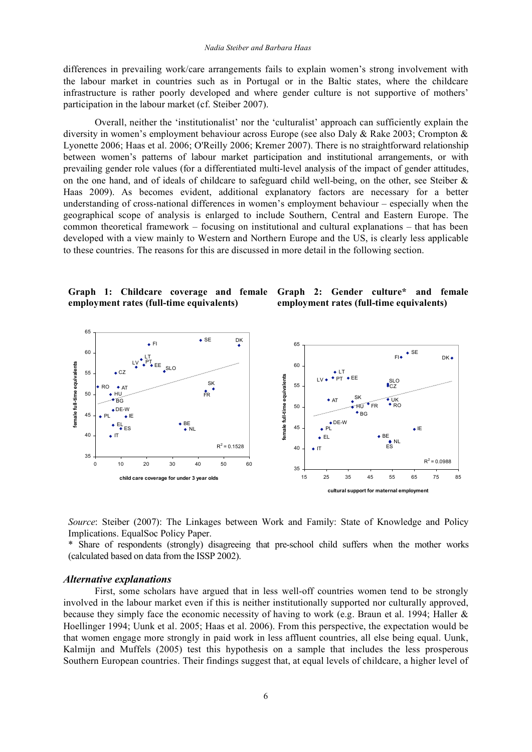differences in prevailing work/care arrangements fails to explain women's strong involvement with the labour market in countries such as in Portugal or in the Baltic states, where the childcare infrastructure is rather poorly developed and where gender culture is not supportive of mothers' participation in the labour market (cf. Steiber 2007).

Overall, neither the 'institutionalist' nor the 'culturalist' approach can sufficiently explain the diversity in women's employment behaviour across Europe (see also Daly & Rake 2003; Crompton & Lyonette 2006; Haas et al. 2006; O'Reilly 2006; Kremer 2007). There is no straightforward relationship between women's patterns of labour market participation and institutional arrangements, or with prevailing gender role values (for a differentiated multi-level analysis of the impact of gender attitudes, on the one hand, and of ideals of childcare to safeguard child well-being, on the other, see Steiber & Haas 2009). As becomes evident, additional explanatory factors are necessary for a better understanding of cross-national differences in women's employment behaviour – especially when the geographical scope of analysis is enlarged to include Southern, Central and Eastern Europe. The common theoretical framework – focusing on institutional and cultural explanations – that has been developed with a view mainly to Western and Northern Europe and the US, is clearly less applicable to these countries. The reasons for this are discussed in more detail in the following section.

**Graph 1: Childcare coverage and female employment rates (full-time equivalents)**

**Graph 2: Gender culture\* and female employment rates (full-time equivalents)**

*Source*: Steiber (2007): The Linkages between Work and Family: State of Knowledge and Policy Implications. EqualSoc Policy Paper.

\* Share of respondents (strongly) disagreeing that pre-school child suffers when the mother works (calculated based on data from the ISSP 2002).

### *Alternative explanations*

First, some scholars have argued that in less well-off countries women tend to be strongly involved in the labour market even if this is neither institutionally supported nor culturally approved, because they simply face the economic necessity of having to work (e.g. Braun et al. 1994; Haller & Hoellinger 1994; Uunk et al. 2005; Haas et al. 2006). From this perspective, the expectation would be that women engage more strongly in paid work in less affluent countries, all else being equal. Uunk, Kalmijn and Muffels (2005) test this hypothesis on a sample that includes the less prosperous Southern European countries. Their findings suggest that, at equal levels of childcare, a higher level of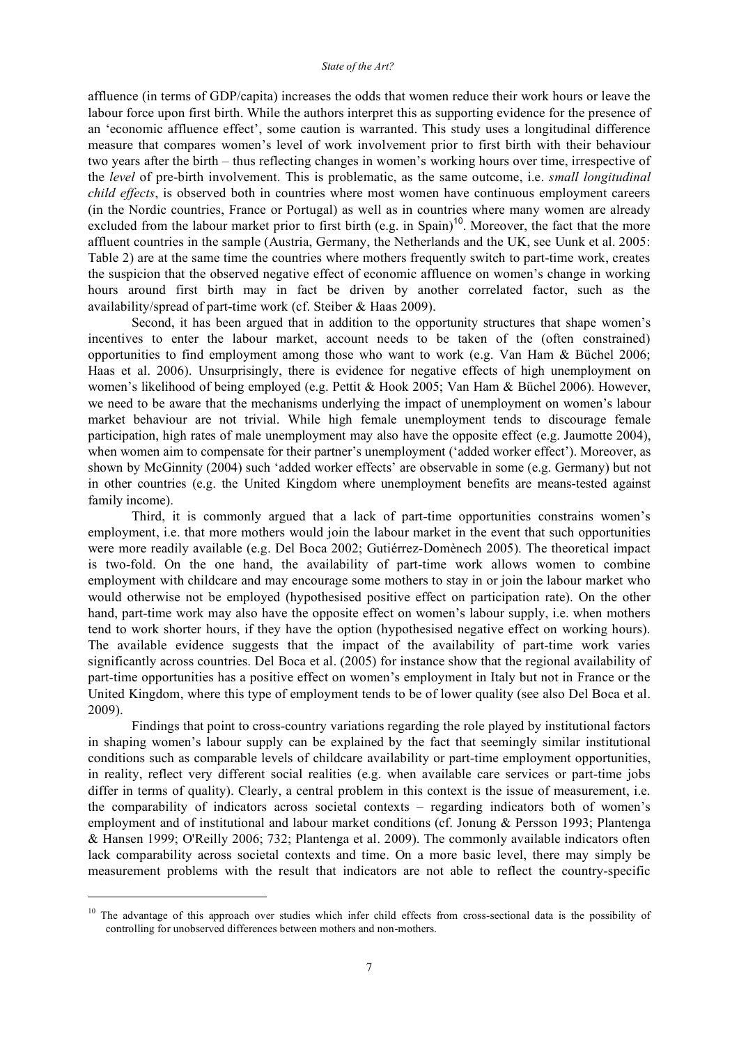affluence (in terms of GDP/capita) increases the odds that women reduce their work hours or leave the labour force upon first birth. While the authors interpret this as supporting evidence for the presence of an 'economic affluence effect', some caution is warranted. This study uses a longitudinal difference measure that compares women's level of work involvement prior to first birth with their behaviour two years after the birth – thus reflecting changes in women's working hours over time, irrespective of the *level* of pre-birth involvement. This is problematic, as the same outcome, i.e. *small longitudinal child effects*, is observed both in countries where most women have continuous employment careers (in the Nordic countries, France or Portugal) as well as in countries where many women are already excluded from the labour market prior to first birth (e.g. in Spain)[10]. Moreover, the fact that the more affluent countries in the sample (Austria, Germany, the Netherlands and the UK, see Uunk et al. 2005: Table 2) are at the same time the countries where mothers frequently switch to part-time work, creates the suspicion that the observed negative effect of economic affluence on women's change in working hours around first birth may in fact be driven by another correlated factor, such as the availability/spread of part-time work (cf. Steiber & Haas 2009).

Second, it has been argued that in addition to the opportunity structures that shape women's incentives to enter the labour market, account needs to be taken of the (often constrained) opportunities to find employment among those who want to work (e.g. Van Ham & Büchel 2006; Haas et al. 2006). Unsurprisingly, there is evidence for negative effects of high unemployment on women's likelihood of being employed (e.g. Pettit & Hook 2005; Van Ham & Büchel 2006). However, we need to be aware that the mechanisms underlying the impact of unemployment on women's labour market behaviour are not trivial. While high female unemployment tends to discourage female participation, high rates of male unemployment may also have the opposite effect (e.g. Jaumotte 2004), when women aim to compensate for their partner's unemployment ('added worker effect'). Moreover, as shown by McGinnity (2004) such 'added worker effects' are observable in some (e.g. Germany) but not in other countries (e.g. the United Kingdom where unemployment benefits are means-tested against family income).

Third, it is commonly argued that a lack of part-time opportunities constrains women's employment, i.e. that more mothers would join the labour market in the event that such opportunities were more readily available (e.g. Del Boca 2002; Gutiérrez-Domènech 2005). The theoretical impact is two-fold. On the one hand, the availability of part-time work allows women to combine employment with childcare and may encourage some mothers to stay in or join the labour market who would otherwise not be employed (hypothesised positive effect on participation rate). On the other hand, part-time work may also have the opposite effect on women's labour supply, i.e. when mothers tend to work shorter hours, if they have the option (hypothesised negative effect on working hours). The available evidence suggests that the impact of the availability of part-time work varies significantly across countries. Del Boca et al. (2005) for instance show that the regional availability of part-time opportunities has a positive effect on women's employment in Italy but not in France or the United Kingdom, where this type of employment tends to be of lower quality (see also Del Boca et al. 2009).

Findings that point to cross-country variations regarding the role played by institutional factors in shaping women's labour supply can be explained by the fact that seemingly similar institutional conditions such as comparable levels of childcare availability or part-time employment opportunities, in reality, reflect very different social realities (e.g. when available care services or part-time jobs differ in terms of quality). Clearly, a central problem in this context is the issue of measurement, i.e. the comparability of indicators across societal contexts – regarding indicators both of women's employment and of institutional and labour market conditions (cf. Jonung & Persson 1993; Plantenga & Hansen 1999; O'Reilly 2006; 732; Plantenga et al. 2009). The commonly available indicators often lack comparability across societal contexts and time. On a more basic level, there may simply be measurement problems with the result that indicators are not able to reflect the country-specific

[10] The advantage of this approach over studies which infer child effects from cross-sectional data is the possibility of controlling for unobserved differences between mothers and non-mothers.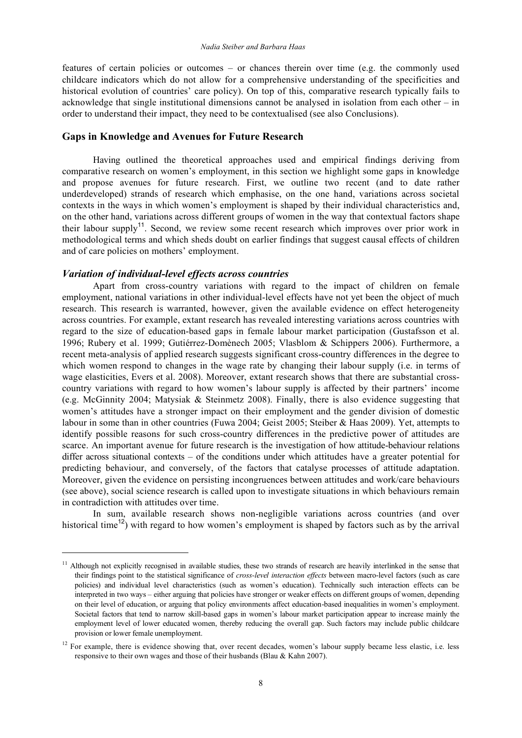features of certain policies or outcomes – or chances therein over time (e.g. the commonly used childcare indicators which do not allow for a comprehensive understanding of the specificities and historical evolution of countries' care policy). On top of this, comparative research typically fails to acknowledge that single institutional dimensions cannot be analysed in isolation from each other – in order to understand their impact, they need to be contextualised (see also Conclusions).

## Gaps in Knowledge and Avenues for Future Research

Having outlined the theoretical approaches used and empirical findings deriving from comparative research on women's employment, in this section we highlight some gaps in knowledge and propose avenues for future research. First, we outline two recent (and to date rather underdeveloped) strands of research which emphasise, on the one hand, variations across societal contexts in the ways in which women's employment is shaped by their individual characteristics and, on the other hand, variations across different groups of women in the way that contextual factors shape their labour supply[11]. Second, we review some recent research which improves over prior work in methodological terms and which sheds doubt on earlier findings that suggest causal effects of children and of care policies on mothers' employment.

### *Variation of individual-level effects across countries*

Apart from cross-country variations with regard to the impact of children on female employment, national variations in other individual-level effects have not yet been the object of much research. This research is warranted, however, given the available evidence on effect heterogeneity across countries. For example, extant research has revealed interesting variations across countries with regard to the size of education-based gaps in female labour market participation (Gustafsson et al. 1996; Rubery et al. 1999; Gutiérrez-Domènech 2005; Vlasblom & Schippers 2006). Furthermore, a recent meta-analysis of applied research suggests significant cross-country differences in the degree to which women respond to changes in the wage rate by changing their labour supply (i.e. in terms of wage elasticities, Evers et al. 2008). Moreover, extant research shows that there are substantial cross-country variations with regard to how women's labour supply is affected by their partners' income (e.g. McGinnity 2004; Matysiak & Steinmetz 2008). Finally, there is also evidence suggesting that women's attitudes have a stronger impact on their employment and the gender division of domestic labour in some than in other countries (Fuwa 2004; Geist 2005; Steiber & Haas 2009). Yet, attempts to identify possible reasons for such cross-country differences in the predictive power of attitudes are scarce. An important avenue for future research is the investigation of how attitude-behaviour relations differ across situational contexts – of the conditions under which attitudes have a greater potential for predicting behaviour, and conversely, of the factors that catalyse processes of attitude adaptation. Moreover, given the evidence on persisting incongruences between attitudes and work/care behaviours (see above), social science research is called upon to investigate situations in which behaviours remain in contradiction with attitudes over time.

In sum, available research shows non-negligible variations across countries (and over historical time[12]) with regard to how women's employment is shaped by factors such as by the arrival

---

[11] Although not explicitly recognised in available studies, these two strands of research are heavily interlinked in the sense that their findings point to the statistical significance of *cross-level interaction effects* between macro-level factors (such as care policies) and individual level characteristics (such as women's education). Technically such interaction effects can be interpreted in two ways – either arguing that policies have stronger or weaker effects on different groups of women, depending on their level of education, or arguing that policy environments affect education-based inequalities in women's employment. Societal factors that tend to narrow skill-based gaps in women's labour market participation appear to increase mainly the employment level of lower educated women, thereby reducing the overall gap. Such factors may include public childcare provision or lower female unemployment.

[12] For example, there is evidence showing that, over recent decades, women's labour supply became less elastic, i.e. less responsive to their own wages and those of their husbands (Blau & Kahn 2007).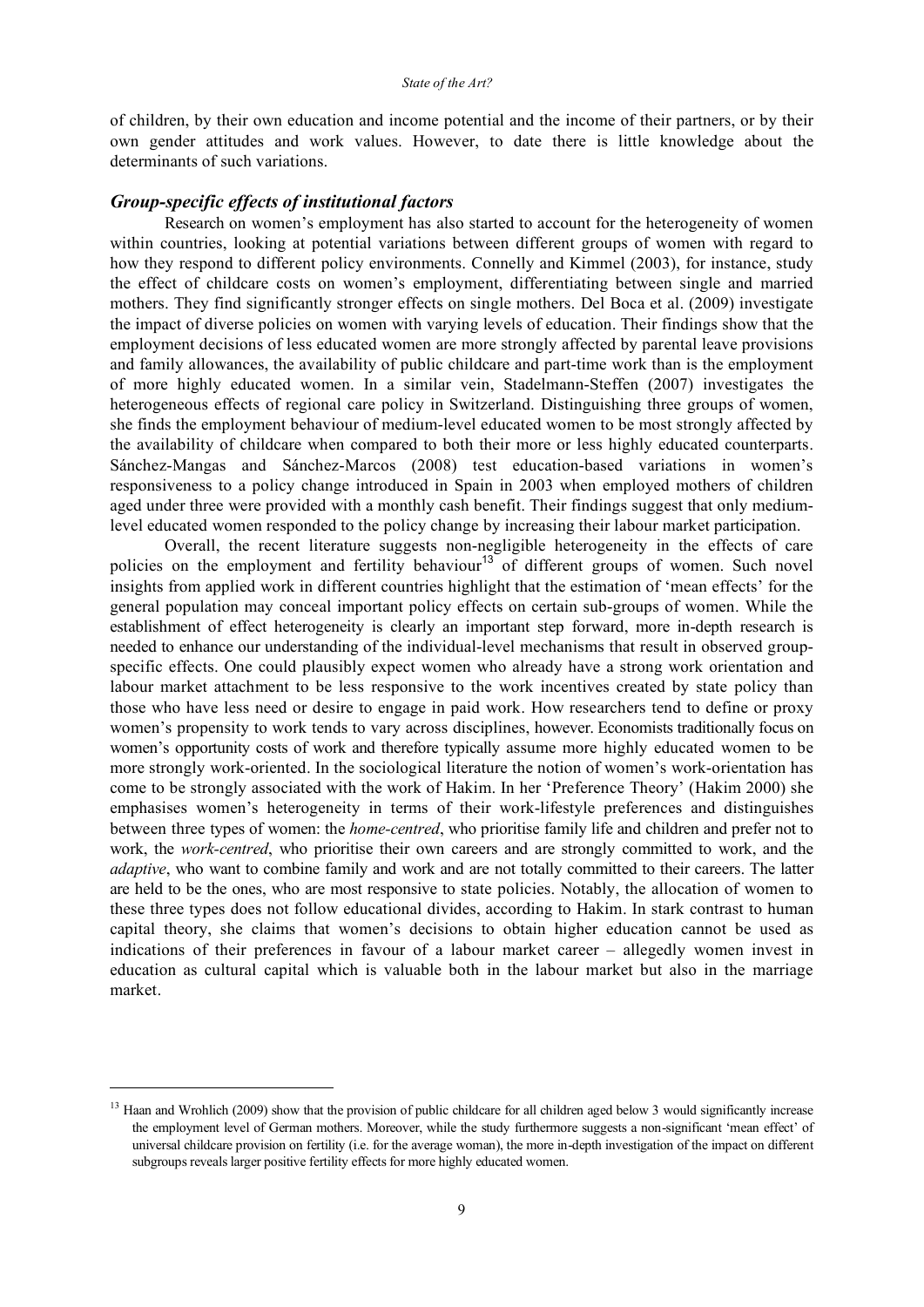of children, by their own education and income potential and the income of their partners, or by their own gender attitudes and work values. However, to date there is little knowledge about the determinants of such variations.

### *Group-specific effects of institutional factors*

Research on women's employment has also started to account for the heterogeneity of women within countries, looking at potential variations between different groups of women with regard to how they respond to different policy environments. Connelly and Kimmel (2003), for instance, study the effect of childcare costs on women's employment, differentiating between single and married mothers. They find significantly stronger effects on single mothers. Del Boca et al. (2009) investigate the impact of diverse policies on women with varying levels of education. Their findings show that the employment decisions of less educated women are more strongly affected by parental leave provisions and family allowances, the availability of public childcare and part-time work than is the employment of more highly educated women. In a similar vein, Stadelmann-Steffen (2007) investigates the heterogeneous effects of regional care policy in Switzerland. Distinguishing three groups of women, she finds the employment behaviour of medium-level educated women to be most strongly affected by the availability of childcare when compared to both their more or less highly educated counterparts. Sánchez-Mangas and Sánchez-Marcos (2008) test education-based variations in women's responsiveness to a policy change introduced in Spain in 2003 when employed mothers of children aged under three were provided with a monthly cash benefit. Their findings suggest that only medium-level educated women responded to the policy change by increasing their labour market participation.

Overall, the recent literature suggests non-negligible heterogeneity in the effects of care policies on the employment and fertility behaviour[13] of different groups of women. Such novel insights from applied work in different countries highlight that the estimation of 'mean effects' for the general population may conceal important policy effects on certain sub-groups of women. While the establishment of effect heterogeneity is clearly an important step forward, more in-depth research is needed to enhance our understanding of the individual-level mechanisms that result in observed group-specific effects. One could plausibly expect women who already have a strong work orientation and labour market attachment to be less responsive to the work incentives created by state policy than those who have less need or desire to engage in paid work. How researchers tend to define or proxy women's propensity to work tends to vary across disciplines, however. Economists traditionally focus on women's opportunity costs of work and therefore typically assume more highly educated women to be more strongly work-oriented. In the sociological literature the notion of women's work-orientation has come to be strongly associated with the work of Hakim. In her 'Preference Theory' (Hakim 2000) she emphasises women's heterogeneity in terms of their work-lifestyle preferences and distinguishes between three types of women: the *home-centred*, who prioritise family life and children and prefer not to work, the *work-centred*, who prioritise their own careers and are strongly committed to work, and the *adaptive*, who want to combine family and work and are not totally committed to their careers. The latter are held to be the ones, who are most responsive to state policies. Notably, the allocation of women to these three types does not follow educational divides, according to Hakim. In stark contrast to human capital theory, she claims that women's decisions to obtain higher education cannot be used as indications of their preferences in favour of a labour market career – allegedly women invest in education as cultural capital which is valuable both in the labour market but also in the marriage market.

---

[13] Haan and Wrohlich (2009) show that the provision of public childcare for all children aged below 3 would significantly increase the employment level of German mothers. Moreover, while the study furthermore suggests a non-significant 'mean effect' of universal childcare provision on fertility (i.e. for the average woman), the more in-depth investigation of the impact on different subgroups reveals larger positive fertility effects for more highly educated women.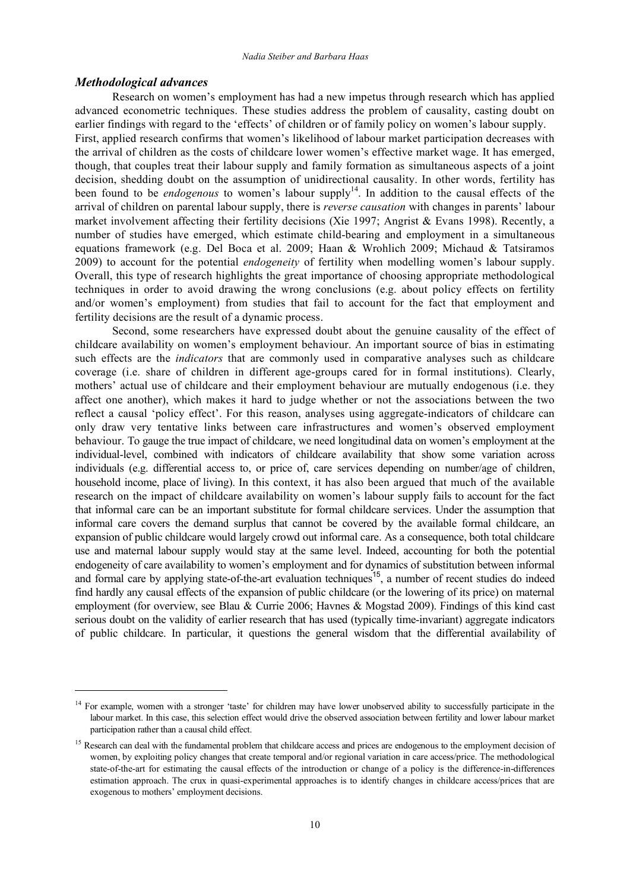### *Methodological advances*

Research on women's employment has had a new impetus through research which has applied advanced econometric techniques. These studies address the problem of causality, casting doubt on earlier findings with regard to the 'effects' of children or of family policy on women's labour supply. First, applied research confirms that women's likelihood of labour market participation decreases with the arrival of children as the costs of childcare lower women's effective market wage. It has emerged, though, that couples treat their labour supply and family formation as simultaneous aspects of a joint decision, shedding doubt on the assumption of unidirectional causality. In other words, fertility has been found to be *endogenous* to women's labour supply[14]. In addition to the causal effects of the arrival of children on parental labour supply, there is *reverse causation* with changes in parents' labour market involvement affecting their fertility decisions (Xie 1997; Angrist & Evans 1998). Recently, a number of studies have emerged, which estimate child-bearing and employment in a simultaneous equations framework (e.g. Del Boca et al. 2009; Haan & Wrohlich 2009; Michaud & Tatsiramos 2009) to account for the potential *endogeneity* of fertility when modelling women's labour supply. Overall, this type of research highlights the great importance of choosing appropriate methodological techniques in order to avoid drawing the wrong conclusions (e.g. about policy effects on fertility and/or women's employment) from studies that fail to account for the fact that employment and fertility decisions are the result of a dynamic process.

Second, some researchers have expressed doubt about the genuine causality of the effect of childcare availability on women's employment behaviour. An important source of bias in estimating such effects are the *indicators* that are commonly used in comparative analyses such as childcare coverage (i.e. share of children in different age-groups cared for in formal institutions). Clearly, mothers' actual use of childcare and their employment behaviour are mutually endogenous (i.e. they affect one another), which makes it hard to judge whether or not the associations between the two reflect a causal 'policy effect'. For this reason, analyses using aggregate-indicators of childcare can only draw very tentative links between care infrastructures and women's observed employment behaviour. To gauge the true impact of childcare, we need longitudinal data on women's employment at the individual-level, combined with indicators of childcare availability that show some variation across individuals (e.g. differential access to, or price of, care services depending on number/age of children, household income, place of living). In this context, it has also been argued that much of the available research on the impact of childcare availability on women's labour supply fails to account for the fact that informal care can be an important substitute for formal childcare services. Under the assumption that informal care covers the demand surplus that cannot be covered by the available formal childcare, an expansion of public childcare would largely crowd out informal care. As a consequence, both total childcare use and maternal labour supply would stay at the same level. Indeed, accounting for both the potential endogeneity of care availability to women's employment and for dynamics of substitution between informal and formal care by applying state-of-the-art evaluation techniques[15], a number of recent studies do indeed find hardly any causal effects of the expansion of public childcare (or the lowering of its price) on maternal employment (for overview, see Blau & Currie 2006; Havnes & Mogstad 2009). Findings of this kind cast serious doubt on the validity of earlier research that has used (typically time-invariant) aggregate indicators of public childcare. In particular, it questions the general wisdom that the differential availability of

---

[14] For example, women with a stronger 'taste' for children may have lower unobserved ability to successfully participate in the labour market. In this case, this selection effect would drive the observed association between fertility and lower labour market participation rather than a causal child effect.

[15] Research can deal with the fundamental problem that childcare access and prices are endogenous to the employment decision of women, by exploiting policy changes that create temporal and/or regional variation in care access/price. The methodological state-of-the-art for estimating the causal effects of the introduction or change of a policy is the difference-in-differences estimation approach. The crux in quasi-experimental approaches is to identify changes in childcare access/prices that are exogenous to mothers' employment decisions.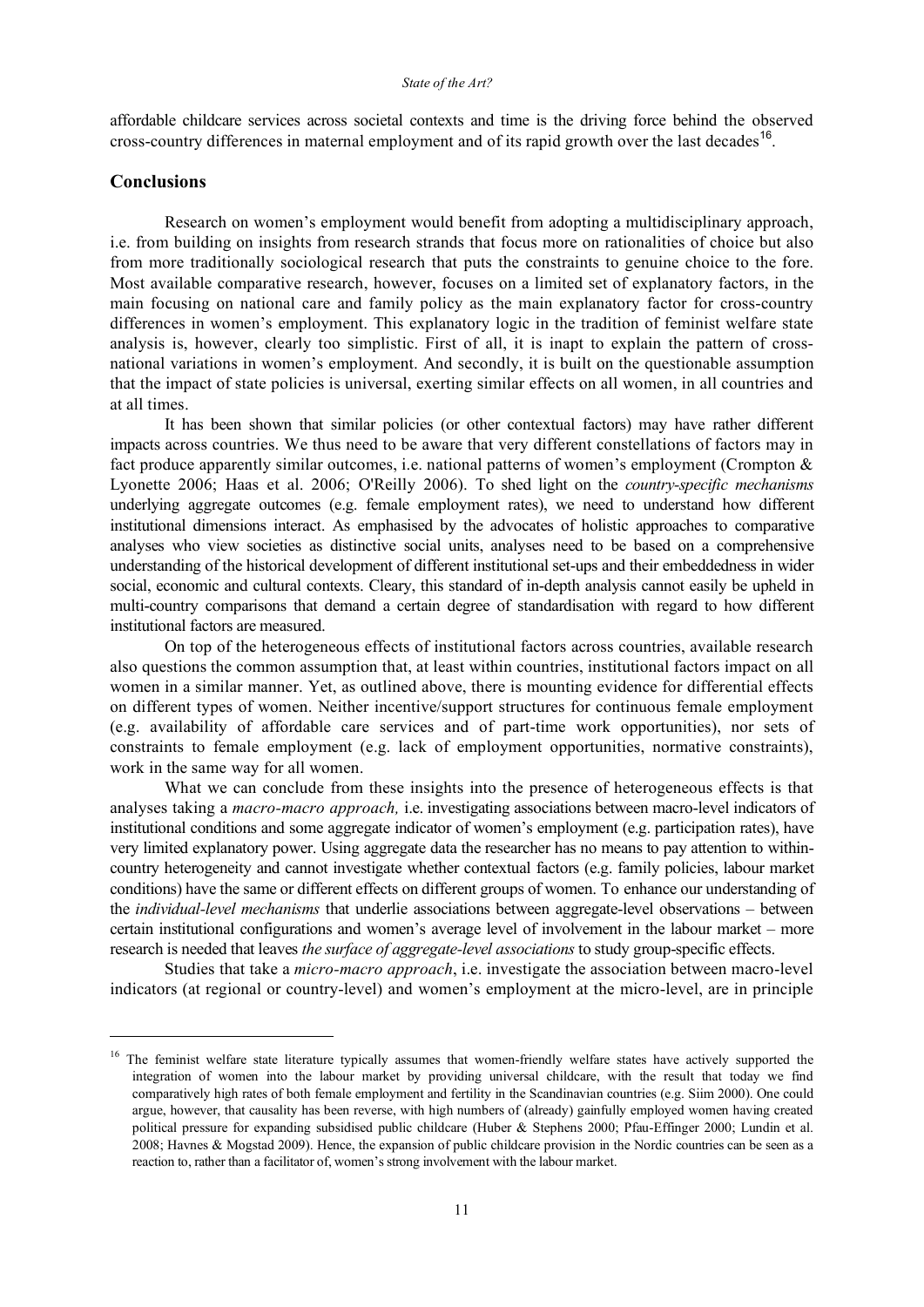affordable childcare services across societal contexts and time is the driving force behind the observed cross-country differences in maternal employment and of its rapid growth over the last decades[16].

## Conclusions

Research on women's employment would benefit from adopting a multidisciplinary approach, i.e. from building on insights from research strands that focus more on rationalities of choice but also from more traditionally sociological research that puts the constraints to genuine choice to the fore. Most available comparative research, however, focuses on a limited set of explanatory factors, in the main focusing on national care and family policy as the main explanatory factor for cross-country differences in women's employment. This explanatory logic in the tradition of feminist welfare state analysis is, however, clearly too simplistic. First of all, it is inapt to explain the pattern of cross-national variations in women's employment. And secondly, it is built on the questionable assumption that the impact of state policies is universal, exerting similar effects on all women, in all countries and at all times.

It has been shown that similar policies (or other contextual factors) may have rather different impacts across countries. We thus need to be aware that very different constellations of factors may in fact produce apparently similar outcomes, i.e. national patterns of women's employment (Crompton & Lyonette 2006; Haas et al. 2006; O'Reilly 2006). To shed light on the *country-specific mechanisms* underlying aggregate outcomes (e.g. female employment rates), we need to understand how different institutional dimensions interact. As emphasised by the advocates of holistic approaches to comparative analyses who view societies as distinctive social units, analyses need to be based on a comprehensive understanding of the historical development of different institutional set-ups and their embeddedness in wider social, economic and cultural contexts. Cleary, this standard of in-depth analysis cannot easily be upheld in multi-country comparisons that demand a certain degree of standardisation with regard to how different institutional factors are measured.

On top of the heterogeneous effects of institutional factors across countries, available research also questions the common assumption that, at least within countries, institutional factors impact on all women in a similar manner. Yet, as outlined above, there is mounting evidence for differential effects on different types of women. Neither incentive/support structures for continuous female employment (e.g. availability of affordable care services and of part-time work opportunities), nor sets of constraints to female employment (e.g. lack of employment opportunities, normative constraints), work in the same way for all women.

What we can conclude from these insights into the presence of heterogeneous effects is that analyses taking a *macro-macro approach,* i.e. investigating associations between macro-level indicators of institutional conditions and some aggregate indicator of women's employment (e.g. participation rates), have very limited explanatory power. Using aggregate data the researcher has no means to pay attention to within-country heterogeneity and cannot investigate whether contextual factors (e.g. family policies, labour market conditions) have the same or different effects on different groups of women. To enhance our understanding of the *individual-level mechanisms* that underlie associations between aggregate-level observations – between certain institutional configurations and women's average level of involvement in the labour market – more research is needed that leaves *the surface of aggregate-level associations* to study group-specific effects.

Studies that take a *micro-macro approach*, i.e. investigate the association between macro-level indicators (at regional or country-level) and women's employment at the micro-level, are in principle

---

[16] The feminist welfare state literature typically assumes that women-friendly welfare states have actively supported the integration of women into the labour market by providing universal childcare, with the result that today we find comparatively high rates of both female employment and fertility in the Scandinavian countries (e.g. Siim 2000). One could argue, however, that causality has been reverse, with high numbers of (already) gainfully employed women having created political pressure for expanding subsidised public childcare (Huber & Stephens 2000; Pfau-Effinger 2000; Lundin et al. 2008; Havnes & Mogstad 2009). Hence, the expansion of public childcare provision in the Nordic countries can be seen as a reaction to, rather than a facilitator of, women's strong involvement with the labour market.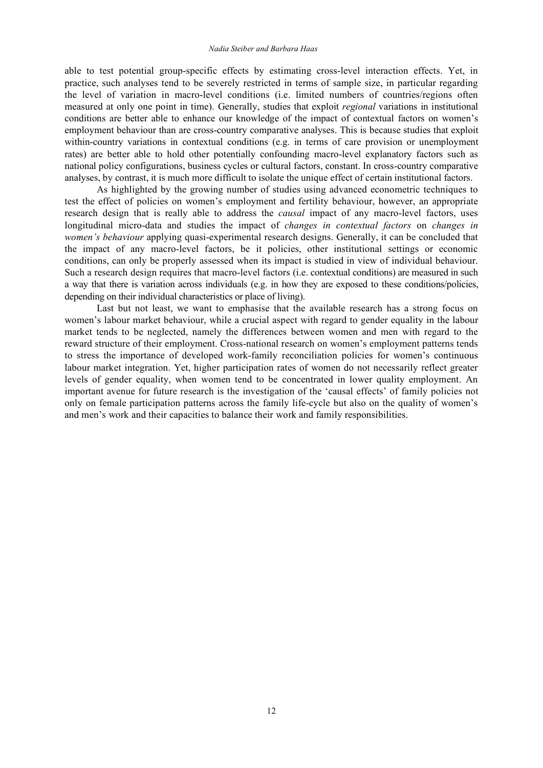able to test potential group-specific effects by estimating cross-level interaction effects. Yet, in practice, such analyses tend to be severely restricted in terms of sample size, in particular regarding the level of variation in macro-level conditions (i.e. limited numbers of countries/regions often measured at only one point in time). Generally, studies that exploit *regional* variations in institutional conditions are better able to enhance our knowledge of the impact of contextual factors on women's employment behaviour than are cross-country comparative analyses. This is because studies that exploit within-country variations in contextual conditions (e.g. in terms of care provision or unemployment rates) are better able to hold other potentially confounding macro-level explanatory factors such as national policy configurations, business cycles or cultural factors, constant. In cross-country comparative analyses, by contrast, it is much more difficult to isolate the unique effect of certain institutional factors.

As highlighted by the growing number of studies using advanced econometric techniques to test the effect of policies on women's employment and fertility behaviour, however, an appropriate research design that is really able to address the *causal* impact of any macro-level factors, uses longitudinal micro-data and studies the impact of *changes in contextual factors* on *changes in women's behaviour* applying quasi-experimental research designs. Generally, it can be concluded that the impact of any macro-level factors, be it policies, other institutional settings or economic conditions, can only be properly assessed when its impact is studied in view of individual behaviour. Such a research design requires that macro-level factors (i.e. contextual conditions) are measured in such a way that there is variation across individuals (e.g. in how they are exposed to these conditions/policies, depending on their individual characteristics or place of living).

Last but not least, we want to emphasise that the available research has a strong focus on women's labour market behaviour, while a crucial aspect with regard to gender equality in the labour market tends to be neglected, namely the differences between women and men with regard to the reward structure of their employment. Cross-national research on women's employment patterns tends to stress the importance of developed work-family reconciliation policies for women's continuous labour market integration. Yet, higher participation rates of women do not necessarily reflect greater levels of gender equality, when women tend to be concentrated in lower quality employment. An important avenue for future research is the investigation of the 'causal effects' of family policies not only on female participation patterns across the family life-cycle but also on the quality of women's and men's work and their capacities to balance their work and family responsibilities.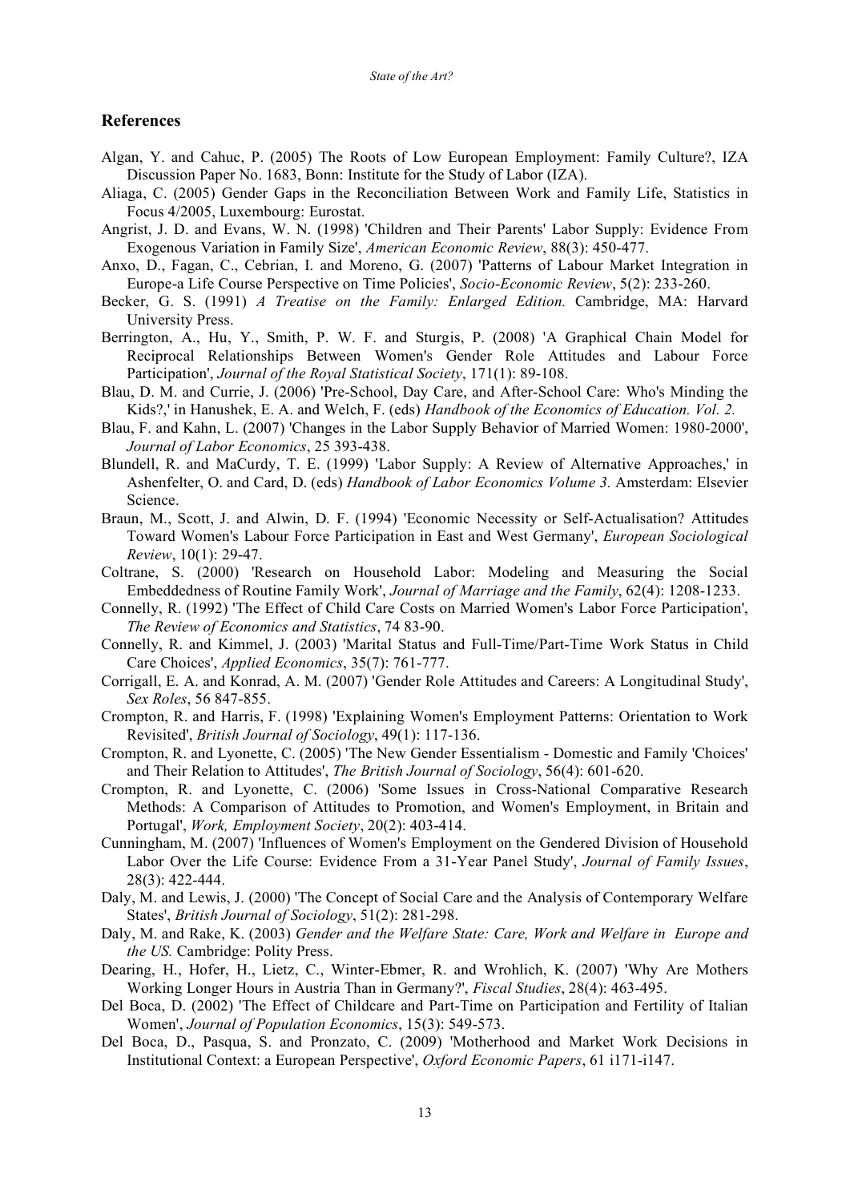## References

Algan, Y. and Cahuc, P. (2005) The Roots of Low European Employment: Family Culture?, IZA Discussion Paper No. 1683, Bonn: Institute for the Study of Labor (IZA).

Aliaga, C. (2005) Gender Gaps in the Reconciliation Between Work and Family Life, Statistics in Focus 4/2005, Luxembourg: Eurostat.

Angrist, J. D. and Evans, W. N. (1998) 'Children and Their Parents' Labor Supply: Evidence From Exogenous Variation in Family Size', *American Economic Review*, 88(3): 450-477.

Anxo, D., Fagan, C., Cebrian, I. and Moreno, G. (2007) 'Patterns of Labour Market Integration in Europe-a Life Course Perspective on Time Policies', *Socio-Economic Review*, 5(2): 233-260.

Becker, G. S. (1991) *A Treatise on the Family: Enlarged Edition.* Cambridge, MA: Harvard University Press.

Berrington, A., Hu, Y., Smith, P. W. F. and Sturgis, P. (2008) 'A Graphical Chain Model for Reciprocal Relationships Between Women's Gender Role Attitudes and Labour Force Participation', *Journal of the Royal Statistical Society*, 171(1): 89-108.

Blau, D. M. and Currie, J. (2006) 'Pre-School, Day Care, and After-School Care: Who's Minding the Kids?,' in Hanushek, E. A. and Welch, F. (eds) *Handbook of the Economics of Education. Vol. 2.*

Blau, F. and Kahn, L. (2007) 'Changes in the Labor Supply Behavior of Married Women: 1980-2000', *Journal of Labor Economics*, 25 393-438.

Blundell, R. and MaCurdy, T. E. (1999) 'Labor Supply: A Review of Alternative Approaches,' in Ashenfelter, O. and Card, D. (eds) *Handbook of Labor Economics Volume 3.* Amsterdam: Elsevier Science.

Braun, M., Scott, J. and Alwin, D. F. (1994) 'Economic Necessity or Self-Actualisation? Attitudes Toward Women's Labour Force Participation in East and West Germany', *European Sociological Review*, 10(1): 29-47.

Coltrane, S. (2000) 'Research on Household Labor: Modeling and Measuring the Social Embeddedness of Routine Family Work', *Journal of Marriage and the Family*, 62(4): 1208-1233.

Connelly, R. (1992) 'The Effect of Child Care Costs on Married Women's Labor Force Participation', *The Review of Economics and Statistics*, 74 83-90.

Connelly, R. and Kimmel, J. (2003) 'Marital Status and Full-Time/Part-Time Work Status in Child Care Choices', *Applied Economics*, 35(7): 761-777.

Corrigall, E. A. and Konrad, A. M. (2007) 'Gender Role Attitudes and Careers: A Longitudinal Study', *Sex Roles*, 56 847-855.

Crompton, R. and Harris, F. (1998) 'Explaining Women's Employment Patterns: Orientation to Work Revisited', *British Journal of Sociology*, 49(1): 117-136.

Crompton, R. and Lyonette, C. (2005) 'The New Gender Essentialism - Domestic and Family 'Choices' and Their Relation to Attitudes', *The British Journal of Sociology*, 56(4): 601-620.

Crompton, R. and Lyonette, C. (2006) 'Some Issues in Cross-National Comparative Research Methods: A Comparison of Attitudes to Promotion, and Women's Employment, in Britain and Portugal', *Work, Employment Society*, 20(2): 403-414.

Cunningham, M. (2007) 'Influences of Women's Employment on the Gendered Division of Household Labor Over the Life Course: Evidence From a 31-Year Panel Study', *Journal of Family Issues*, 28(3): 422-444.

Daly, M. and Lewis, J. (2000) 'The Concept of Social Care and the Analysis of Contemporary Welfare States', *British Journal of Sociology*, 51(2): 281-298.

Daly, M. and Rake, K. (2003) *Gender and the Welfare State: Care, Work and Welfare in Europe and the US.* Cambridge: Polity Press.

Dearing, H., Hofer, H., Lietz, C., Winter-Ebmer, R. and Wrohlich, K. (2007) 'Why Are Mothers Working Longer Hours in Austria Than in Germany?', *Fiscal Studies*, 28(4): 463-495.

Del Boca, D. (2002) 'The Effect of Childcare and Part-Time on Participation and Fertility of Italian Women', *Journal of Population Economics*, 15(3): 549-573.

Del Boca, D., Pasqua, S. and Pronzato, C. (2009) 'Motherhood and Market Work Decisions in Institutional Context: a European Perspective', *Oxford Economic Papers*, 61 i171-i147.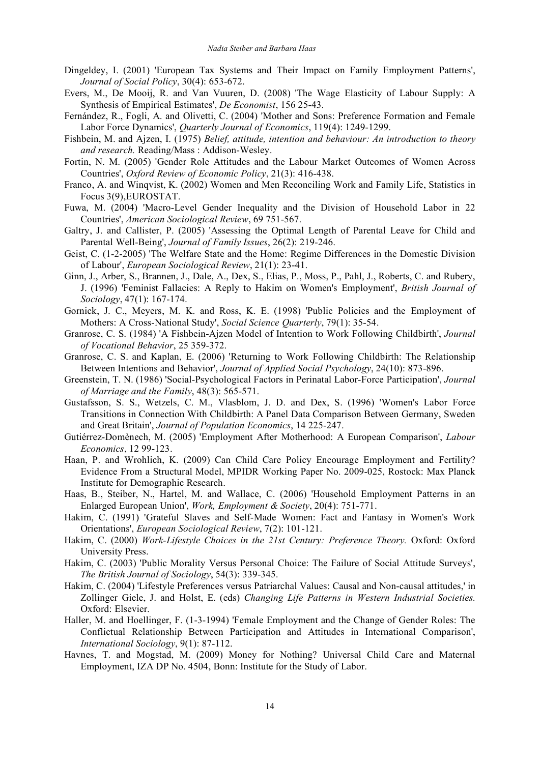Dingeldey, I. (2001) 'European Tax Systems and Their Impact on Family Employment Patterns', *Journal of Social Policy*, 30(4): 653-672.

Evers, M., De Mooij, R. and Van Vuuren, D. (2008) 'The Wage Elasticity of Labour Supply: A Synthesis of Empirical Estimates', *De Economist*, 156 25-43.

Fernández, R., Fogli, A. and Olivetti, C. (2004) 'Mother and Sons: Preference Formation and Female Labor Force Dynamics', *Quarterly Journal of Economics*, 119(4): 1249-1299.

Fishbein, M. and Ajzen, I. (1975) *Belief, attitude, intention and behaviour: An introduction to theory and research.* Reading/Mass : Addison-Wesley.

Fortin, N. M. (2005) 'Gender Role Attitudes and the Labour Market Outcomes of Women Across Countries', *Oxford Review of Economic Policy*, 21(3): 416-438.

Franco, A. and Winqvist, K. (2002) Women and Men Reconciling Work and Family Life, Statistics in Focus 3(9),EUROSTAT.

Fuwa, M. (2004) 'Macro-Level Gender Inequality and the Division of Household Labor in 22 Countries', *American Sociological Review*, 69 751-567.

Galtry, J. and Callister, P. (2005) 'Assessing the Optimal Length of Parental Leave for Child and Parental Well-Being', *Journal of Family Issues*, 26(2): 219-246.

Geist, C. (1-2-2005) 'The Welfare State and the Home: Regime Differences in the Domestic Division of Labour', *European Sociological Review*, 21(1): 23-41.

Ginn, J., Arber, S., Brannen, J., Dale, A., Dex, S., Elias, P., Moss, P., Pahl, J., Roberts, C. and Rubery, J. (1996) 'Feminist Fallacies: A Reply to Hakim on Women's Employment', *British Journal of Sociology*, 47(1): 167-174.

Gornick, J. C., Meyers, M. K. and Ross, K. E. (1998) 'Public Policies and the Employment of Mothers: A Cross-National Study', *Social Science Quarterly*, 79(1): 35-54.

Granrose, C. S. (1984) 'A Fishbein-Ajzen Model of Intention to Work Following Childbirth', *Journal of Vocational Behavior*, 25 359-372.

Granrose, C. S. and Kaplan, E. (2006) 'Returning to Work Following Childbirth: The Relationship Between Intentions and Behavior', *Journal of Applied Social Psychology*, 24(10): 873-896.

Greenstein, T. N. (1986) 'Social-Psychological Factors in Perinatal Labor-Force Participation', *Journal of Marriage and the Family*, 48(3): 565-571.

Gustafsson, S. S., Wetzels, C. M., Vlasblom, J. D. and Dex, S. (1996) 'Women's Labor Force Transitions in Connection With Childbirth: A Panel Data Comparison Between Germany, Sweden and Great Britain', *Journal of Population Economics*, 14 225-247.

Gutiérrez-Domènech, M. (2005) 'Employment After Motherhood: A European Comparison', *Labour Economics*, 12 99-123.

Haan, P. and Wrohlich, K. (2009) Can Child Care Policy Encourage Employment and Fertility? Evidence From a Structural Model, MPIDR Working Paper No. 2009-025, Rostock: Max Planck Institute for Demographic Research.

Haas, B., Steiber, N., Hartel, M. and Wallace, C. (2006) 'Household Employment Patterns in an Enlarged European Union', *Work, Employment & Society*, 20(4): 751-771.

Hakim, C. (1991) 'Grateful Slaves and Self-Made Women: Fact and Fantasy in Women's Work Orientations', *European Sociological Review*, 7(2): 101-121.

Hakim, C. (2000) *Work-Lifestyle Choices in the 21st Century: Preference Theory.* Oxford: Oxford University Press.

Hakim, C. (2003) 'Public Morality Versus Personal Choice: The Failure of Social Attitude Surveys', *The British Journal of Sociology*, 54(3): 339-345.

Hakim, C. (2004) 'Lifestyle Preferences versus Patriarchal Values: Causal and Non-causal attitudes,' in Zollinger Giele, J. and Holst, E. (eds) *Changing Life Patterns in Western Industrial Societies.* Oxford: Elsevier.

Haller, M. and Hoellinger, F. (1-3-1994) 'Female Employment and the Change of Gender Roles: The Conflictual Relationship Between Participation and Attitudes in International Comparison', *International Sociology*, 9(1): 87-112.

Havnes, T. and Mogstad, M. (2009) Money for Nothing? Universal Child Care and Maternal Employment, IZA DP No. 4504, Bonn: Institute for the Study of Labor.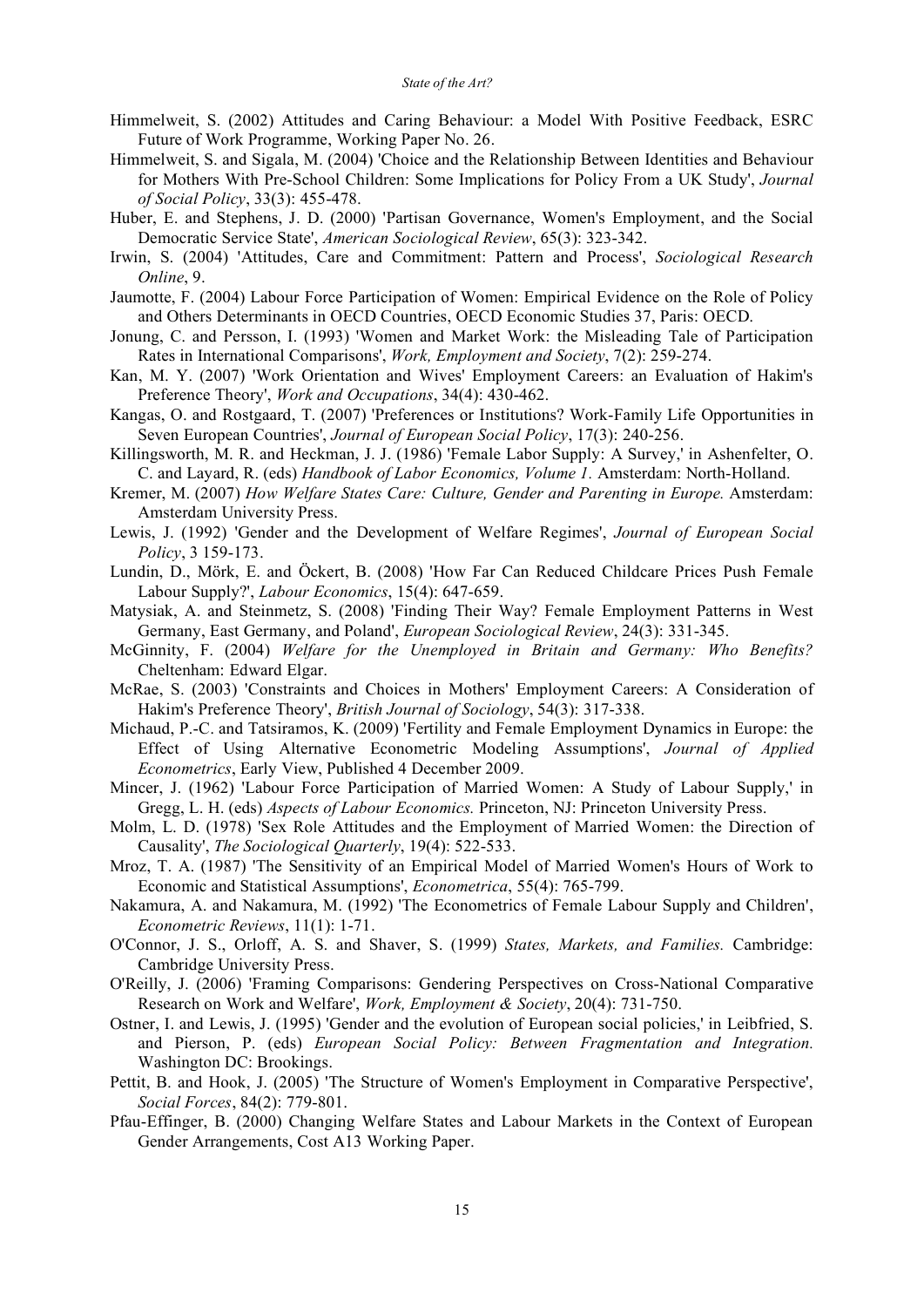Himmelweit, S. (2002) Attitudes and Caring Behaviour: a Model With Positive Feedback, ESRC Future of Work Programme, Working Paper No. 26.

Himmelweit, S. and Sigala, M. (2004) 'Choice and the Relationship Between Identities and Behaviour for Mothers With Pre-School Children: Some Implications for Policy From a UK Study', *Journal of Social Policy*, 33(3): 455-478.

Huber, E. and Stephens, J. D. (2000) 'Partisan Governance, Women's Employment, and the Social Democratic Service State', *American Sociological Review*, 65(3): 323-342.

Irwin, S. (2004) 'Attitudes, Care and Commitment: Pattern and Process', *Sociological Research Online*, 9.

Jaumotte, F. (2004) Labour Force Participation of Women: Empirical Evidence on the Role of Policy and Others Determinants in OECD Countries, OECD Economic Studies 37, Paris: OECD.

Jonung, C. and Persson, I. (1993) 'Women and Market Work: the Misleading Tale of Participation Rates in International Comparisons', *Work, Employment and Society*, 7(2): 259-274.

Kan, M. Y. (2007) 'Work Orientation and Wives' Employment Careers: an Evaluation of Hakim's Preference Theory', *Work and Occupations*, 34(4): 430-462.

Kangas, O. and Rostgaard, T. (2007) 'Preferences or Institutions? Work-Family Life Opportunities in Seven European Countries', *Journal of European Social Policy*, 17(3): 240-256.

Killingsworth, M. R. and Heckman, J. J. (1986) 'Female Labor Supply: A Survey,' in Ashenfelter, O. C. and Layard, R. (eds) *Handbook of Labor Economics, Volume 1.* Amsterdam: North-Holland.

Kremer, M. (2007) *How Welfare States Care: Culture, Gender and Parenting in Europe.* Amsterdam: Amsterdam University Press.

Lewis, J. (1992) 'Gender and the Development of Welfare Regimes', *Journal of European Social Policy*, 3 159-173.

Lundin, D., Mörk, E. and Öckert, B. (2008) 'How Far Can Reduced Childcare Prices Push Female Labour Supply?', *Labour Economics*, 15(4): 647-659.

Matysiak, A. and Steinmetz, S. (2008) 'Finding Their Way? Female Employment Patterns in West Germany, East Germany, and Poland', *European Sociological Review*, 24(3): 331-345.

McGinnity, F. (2004) *Welfare for the Unemployed in Britain and Germany: Who Benefits?* Cheltenham: Edward Elgar.

McRae, S. (2003) 'Constraints and Choices in Mothers' Employment Careers: A Consideration of Hakim's Preference Theory', *British Journal of Sociology*, 54(3): 317-338.

Michaud, P.-C. and Tatsiramos, K. (2009) 'Fertility and Female Employment Dynamics in Europe: the Effect of Using Alternative Econometric Modeling Assumptions', *Journal of Applied Econometrics*, Early View, Published 4 December 2009.

Mincer, J. (1962) 'Labour Force Participation of Married Women: A Study of Labour Supply,' in Gregg, L. H. (eds) *Aspects of Labour Economics.* Princeton, NJ: Princeton University Press.

Molm, L. D. (1978) 'Sex Role Attitudes and the Employment of Married Women: the Direction of Causality', *The Sociological Quarterly*, 19(4): 522-533.

Mroz, T. A. (1987) 'The Sensitivity of an Empirical Model of Married Women's Hours of Work to Economic and Statistical Assumptions', *Econometrica*, 55(4): 765-799.

Nakamura, A. and Nakamura, M. (1992) 'The Econometrics of Female Labour Supply and Children', *Econometric Reviews*, 11(1): 1-71.

O'Connor, J. S., Orloff, A. S. and Shaver, S. (1999) *States, Markets, and Families.* Cambridge: Cambridge University Press.

O'Reilly, J. (2006) 'Framing Comparisons: Gendering Perspectives on Cross-National Comparative Research on Work and Welfare', *Work, Employment & Society*, 20(4): 731-750.

Ostner, I. and Lewis, J. (1995) 'Gender and the evolution of European social policies,' in Leibfried, S. and Pierson, P. (eds) *European Social Policy: Between Fragmentation and Integration.* Washington DC: Brookings.

Pettit, B. and Hook, J. (2005) 'The Structure of Women's Employment in Comparative Perspective', *Social Forces*, 84(2): 779-801.

Pfau-Effinger, B. (2000) Changing Welfare States and Labour Markets in the Context of European Gender Arrangements, Cost A13 Working Paper.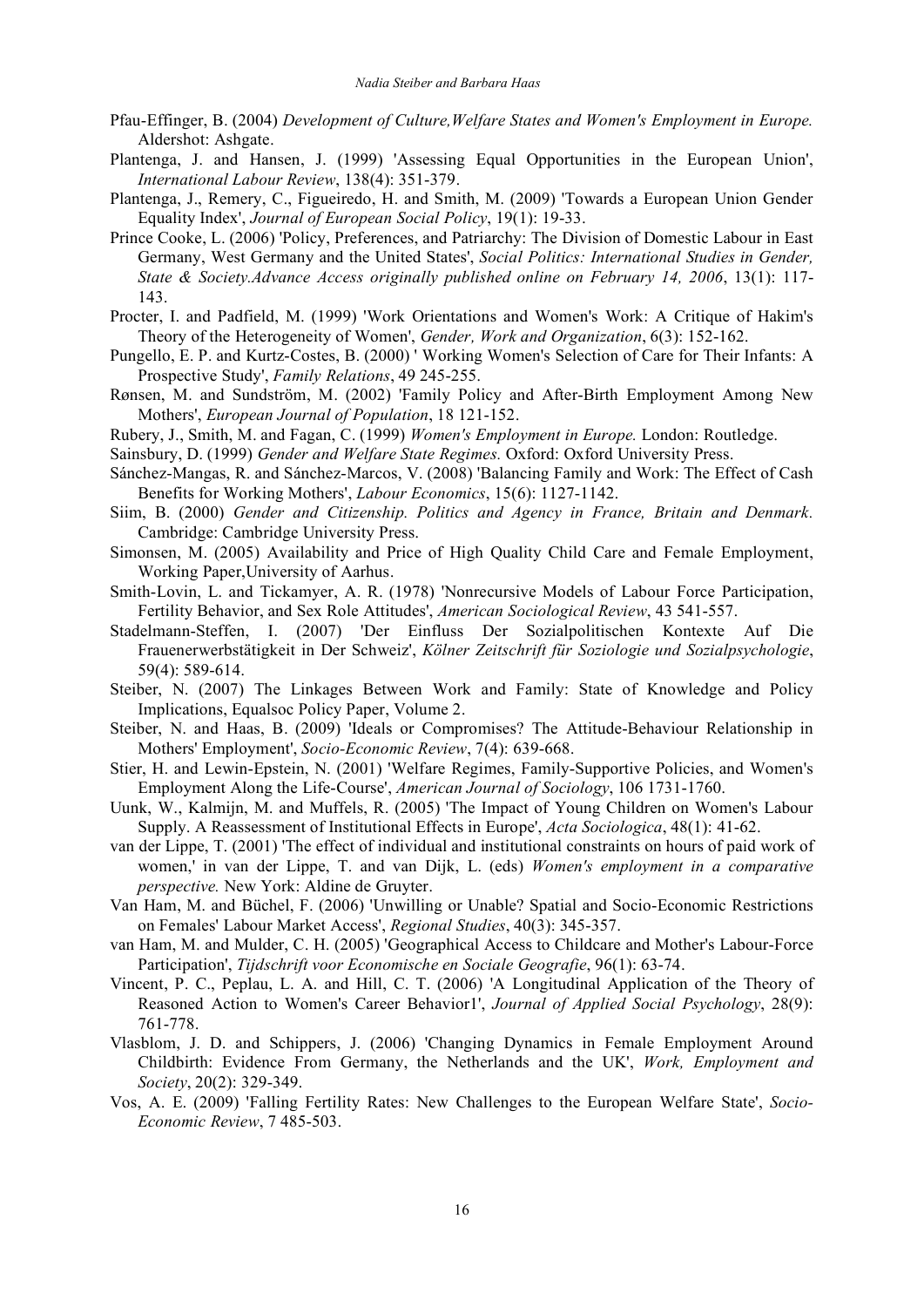Pfau-Effinger, B. (2004) *Development of Culture,Welfare States and Women's Employment in Europe.* Aldershot: Ashgate.

Plantenga, J. and Hansen, J. (1999) 'Assessing Equal Opportunities in the European Union', *International Labour Review*, 138(4): 351-379.

Plantenga, J., Remery, C., Figueiredo, H. and Smith, M. (2009) 'Towards a European Union Gender Equality Index', *Journal of European Social Policy*, 19(1): 19-33.

Prince Cooke, L. (2006) 'Policy, Preferences, and Patriarchy: The Division of Domestic Labour in East Germany, West Germany and the United States', *Social Politics: International Studies in Gender, State & Society.Advance Access originally published online on February 14, 2006*, 13(1): 117-143.

Procter, I. and Padfield, M. (1999) 'Work Orientations and Women's Work: A Critique of Hakim's Theory of the Heterogeneity of Women', *Gender, Work and Organization*, 6(3): 152-162.

Pungello, E. P. and Kurtz-Costes, B. (2000) ' Working Women's Selection of Care for Their Infants: A Prospective Study', *Family Relations*, 49 245-255.

Rønsen, M. and Sundström, M. (2002) 'Family Policy and After-Birth Employment Among New Mothers', *European Journal of Population*, 18 121-152.

Rubery, J., Smith, M. and Fagan, C. (1999) *Women's Employment in Europe.* London: Routledge.

Sainsbury, D. (1999) *Gender and Welfare State Regimes.* Oxford: Oxford University Press.

Sánchez-Mangas, R. and Sánchez-Marcos, V. (2008) 'Balancing Family and Work: The Effect of Cash Benefits for Working Mothers', *Labour Economics*, 15(6): 1127-1142.

Siim, B. (2000) *Gender and Citizenship. Politics and Agency in France, Britain and Denmark.* Cambridge: Cambridge University Press.

Simonsen, M. (2005) Availability and Price of High Quality Child Care and Female Employment, Working Paper,University of Aarhus.

Smith-Lovin, L. and Tickamyer, A. R. (1978) 'Nonrecursive Models of Labour Force Participation, Fertility Behavior, and Sex Role Attitudes', *American Sociological Review*, 43 541-557.

Stadelmann-Steffen, I. (2007) 'Der Einfluss Der Sozialpolitischen Kontexte Auf Die Frauenerwerbstätigkeit in Der Schweiz', *Kölner Zeitschrift für Soziologie und Sozialpsychologie*, 59(4): 589-614.

Steiber, N. (2007) The Linkages Between Work and Family: State of Knowledge and Policy Implications, Equalsoc Policy Paper, Volume 2.

Steiber, N. and Haas, B. (2009) 'Ideals or Compromises? The Attitude-Behaviour Relationship in Mothers' Employment', *Socio-Economic Review*, 7(4): 639-668.

Stier, H. and Lewin-Epstein, N. (2001) 'Welfare Regimes, Family-Supportive Policies, and Women's Employment Along the Life-Course', *American Journal of Sociology*, 106 1731-1760.

Uunk, W., Kalmijn, M. and Muffels, R. (2005) 'The Impact of Young Children on Women's Labour Supply. A Reassessment of Institutional Effects in Europe', *Acta Sociologica*, 48(1): 41-62.

van der Lippe, T. (2001) 'The effect of individual and institutional constraints on hours of paid work of women,' in van der Lippe, T. and van Dijk, L. (eds) *Women's employment in a comparative perspective.* New York: Aldine de Gruyter.

Van Ham, M. and Büchel, F. (2006) 'Unwilling or Unable? Spatial and Socio-Economic Restrictions on Females' Labour Market Access', *Regional Studies*, 40(3): 345-357.

van Ham, M. and Mulder, C. H. (2005) 'Geographical Access to Childcare and Mother's Labour-Force Participation', *Tijdschrift voor Economische en Sociale Geografie*, 96(1): 63-74.

Vincent, P. C., Peplau, L. A. and Hill, C. T. (2006) 'A Longitudinal Application of the Theory of Reasoned Action to Women's Career Behavior1', *Journal of Applied Social Psychology*, 28(9): 761-778.

Vlasblom, J. D. and Schippers, J. (2006) 'Changing Dynamics in Female Employment Around Childbirth: Evidence From Germany, the Netherlands and the UK', *Work, Employment and Society*, 20(2): 329-349.

Vos, A. E. (2009) 'Falling Fertility Rates: New Challenges to the European Welfare State', *Socio-Economic Review*, 7 485-503.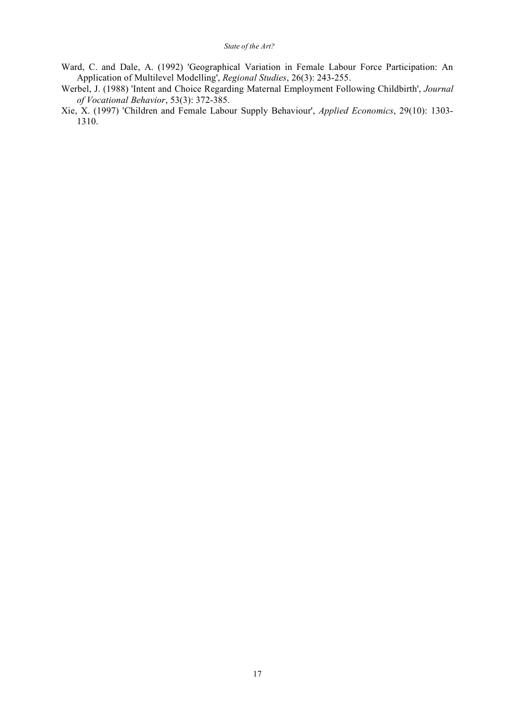Ward, C. and Dale, A. (1992) 'Geographical Variation in Female Labour Force Participation: An Application of Multilevel Modelling', *Regional Studies*, 26(3): 243-255.

Werbel, J. (1988) 'Intent and Choice Regarding Maternal Employment Following Childbirth', *Journal of Vocational Behavior*, 53(3): 372-385.

Xie, X. (1997) 'Children and Female Labour Supply Behaviour', *Applied Economics*, 29(10): 1303-1310.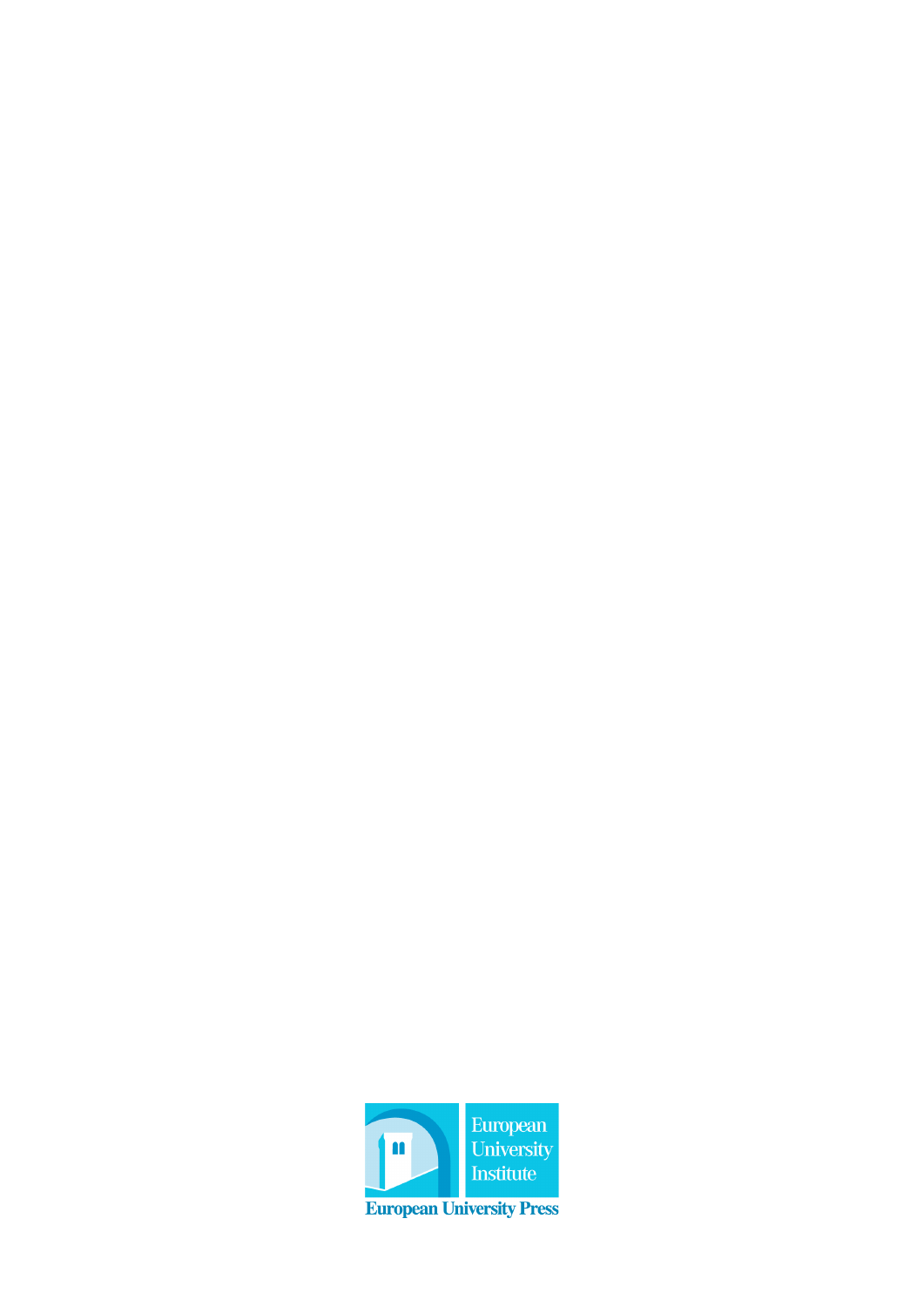European University Institute

European University Press